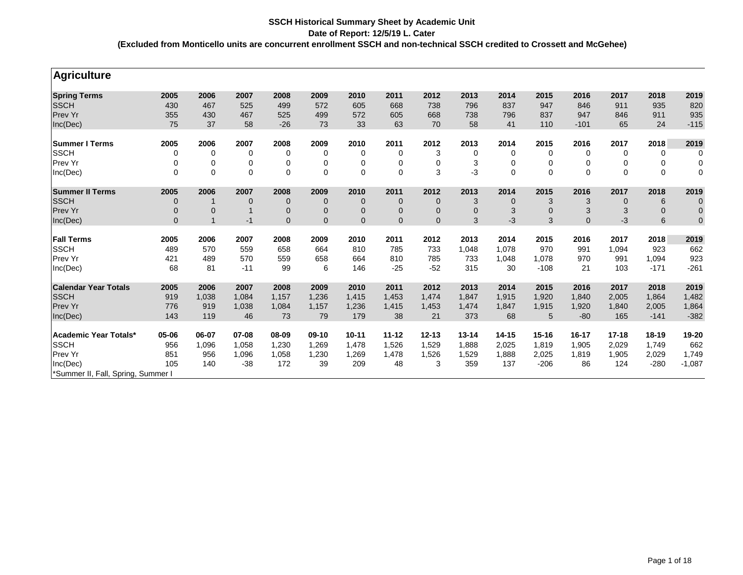**SSCH Historical Summary Sheet by Academic Unit**

**Date of Report: 12/5/19 L. Cater**

**(Excluded from Monticello units are concurrent enrollment SSCH and non-technical SSCH credited to Crossett and McGehee)**

## Agriculture

| **Spring Terms** | **2005** | **2006** | **2007** | **2008** | **2009** | **2010** | **2011** | **2012** | **2013** | **2014** | **2015** | **2016** | **2017** | **2018** | **2019** |
|---|---|---|---|---|---|---|---|---|---|---|---|---|---|---|---|
| SSCH | 430 | 467 | 525 | 499 | 572 | 605 | 668 | 738 | 796 | 837 | 947 | 846 | 911 | 935 | 820 |
| Prev Yr | 355 | 430 | 467 | 525 | 499 | 572 | 605 | 668 | 738 | 796 | 837 | 947 | 846 | 911 | 935 |
| Inc(Dec) | 75 | 37 | 58 | -26 | 73 | 33 | 63 | 70 | 58 | 41 | 110 | -101 | 65 | 24 | -115 |

| **Summer I Terms** | **2005** | **2006** | **2007** | **2008** | **2009** | **2010** | **2011** | **2012** | **2013** | **2014** | **2015** | **2016** | **2017** | **2018** | **2019** |
|---|---|---|---|---|---|---|---|---|---|---|---|---|---|---|---|
| SSCH | 0 | 0 | 0 | 0 | 0 | 0 | 0 | 3 | 0 | 0 | 0 | 0 | 0 | 0 | 0 |
| Prev Yr | 0 | 0 | 0 | 0 | 0 | 0 | 0 | 0 | 3 | 0 | 0 | 0 | 0 | 0 | 0 |
| Inc(Dec) | 0 | 0 | 0 | 0 | 0 | 0 | 0 | 3 | -3 | 0 | 0 | 0 | 0 | 0 | 0 |

| **Summer II Terms** | **2005** | **2006** | **2007** | **2008** | **2009** | **2010** | **2011** | **2012** | **2013** | **2014** | **2015** | **2016** | **2017** | **2018** | **2019** |
|---|---|---|---|---|---|---|---|---|---|---|---|---|---|---|---|
| SSCH | 0 | 1 | 0 | 0 | 0 | 0 | 0 | 0 | 3 | 0 | 3 | 3 | 0 | 6 | 0 |
| Prev Yr | 0 | 0 | 1 | 0 | 0 | 0 | 0 | 0 | 0 | 3 | 0 | 3 | 3 | 0 | 0 |
| Inc(Dec) | 0 | 1 | -1 | 0 | 0 | 0 | 0 | 0 | 3 | -3 | 3 | 0 | -3 | 6 | 0 |

| **Fall Terms** | **2005** | **2006** | **2007** | **2008** | **2009** | **2010** | **2011** | **2012** | **2013** | **2014** | **2015** | **2016** | **2017** | **2018** | **2019** |
|---|---|---|---|---|---|---|---|---|---|---|---|---|---|---|---|
| SSCH | 489 | 570 | 559 | 658 | 664 | 810 | 785 | 733 | 1,048 | 1,078 | 970 | 991 | 1,094 | 923 | 662 |
| Prev Yr | 421 | 489 | 570 | 559 | 658 | 664 | 810 | 785 | 733 | 1,048 | 1,078 | 970 | 991 | 1,094 | 923 |
| Inc(Dec) | 68 | 81 | -11 | 99 | 6 | 146 | -25 | -52 | 315 | 30 | -108 | 21 | 103 | -171 | -261 |

| **Calendar Year Totals** | **2005** | **2006** | **2007** | **2008** | **2009** | **2010** | **2011** | **2012** | **2013** | **2014** | **2015** | **2016** | **2017** | **2018** | **2019** |
|---|---|---|---|---|---|---|---|---|---|---|---|---|---|---|---|
| SSCH | 919 | 1,038 | 1,084 | 1,157 | 1,236 | 1,415 | 1,453 | 1,474 | 1,847 | 1,915 | 1,920 | 1,840 | 2,005 | 1,864 | 1,482 |
| Prev Yr | 776 | 919 | 1,038 | 1,084 | 1,157 | 1,236 | 1,415 | 1,453 | 1,474 | 1,847 | 1,915 | 1,920 | 1,840 | 2,005 | 1,864 |
| Inc(Dec) | 143 | 119 | 46 | 73 | 79 | 179 | 38 | 21 | 373 | 68 | 5 | -80 | 165 | -141 | -382 |

| **Academic Year Totals*** | **05-06** | **06-07** | **07-08** | **08-09** | **09-10** | **10-11** | **11-12** | **12-13** | **13-14** | **14-15** | **15-16** | **16-17** | **17-18** | **18-19** | **19-20** |
|---|---|---|---|---|---|---|---|---|---|---|---|---|---|---|---|
| SSCH | 956 | 1,096 | 1,058 | 1,230 | 1,269 | 1,478 | 1,526 | 1,529 | 1,888 | 2,025 | 1,819 | 1,905 | 2,029 | 1,749 | 662 |
| Prev Yr | 851 | 956 | 1,096 | 1,058 | 1,230 | 1,269 | 1,478 | 1,526 | 1,529 | 1,888 | 2,025 | 1,819 | 1,905 | 2,029 | 1,749 |
| Inc(Dec) | 105 | 140 | -38 | 172 | 39 | 209 | 48 | 3 | 359 | 137 | -206 | 86 | 124 | -280 | -1,087 |

*Summer II, Fall, Spring, Summer I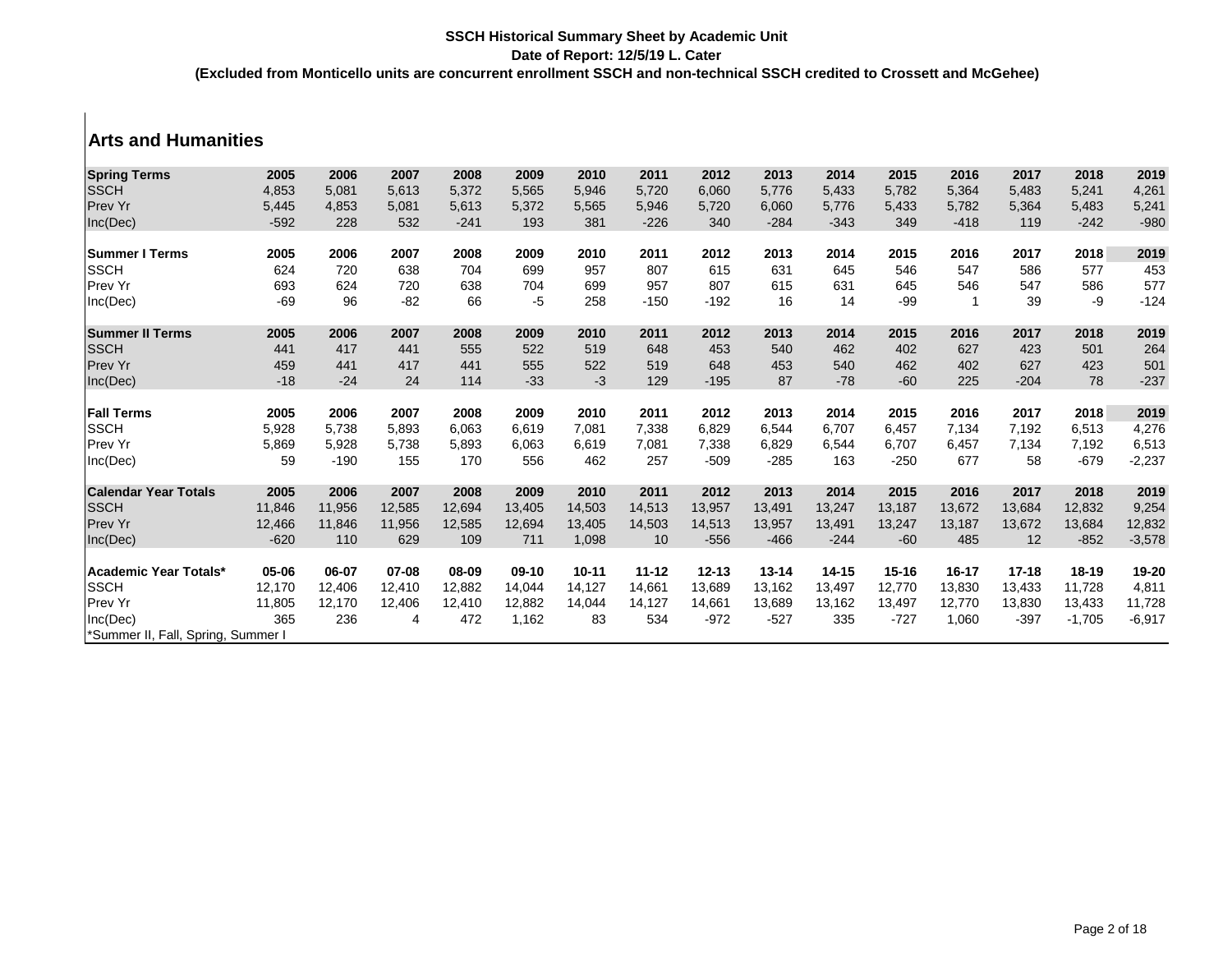**SSCH Historical Summary Sheet by Academic Unit**
**Date of Report: 12/5/19 L. Cater**
**(Excluded from Monticello units are concurrent enrollment SSCH and non-technical SSCH credited to Crossett and McGehee)**

## Arts and Humanities

| Spring Terms | 2005 | 2006 | 2007 | 2008 | 2009 | 2010 | 2011 | 2012 | 2013 | 2014 | 2015 | 2016 | 2017 | 2018 | 2019 |
|---|---|---|---|---|---|---|---|---|---|---|---|---|---|---|---|
| SSCH | 4,853 | 5,081 | 5,613 | 5,372 | 5,565 | 5,946 | 5,720 | 6,060 | 5,776 | 5,433 | 5,782 | 5,364 | 5,483 | 5,241 | 4,261 |
| Prev Yr | 5,445 | 4,853 | 5,081 | 5,613 | 5,372 | 5,565 | 5,946 | 5,720 | 6,060 | 5,776 | 5,433 | 5,782 | 5,364 | 5,483 | 5,241 |
| Inc(Dec) | -592 | 228 | 532 | -241 | 193 | 381 | -226 | 340 | -284 | -343 | 349 | -418 | 119 | -242 | -980 |

| Summer I Terms | 2005 | 2006 | 2007 | 2008 | 2009 | 2010 | 2011 | 2012 | 2013 | 2014 | 2015 | 2016 | 2017 | 2018 | 2019 |
|---|---|---|---|---|---|---|---|---|---|---|---|---|---|---|---|
| SSCH | 624 | 720 | 638 | 704 | 699 | 957 | 807 | 615 | 631 | 645 | 546 | 547 | 586 | 577 | 453 |
| Prev Yr | 693 | 624 | 720 | 638 | 704 | 699 | 957 | 807 | 615 | 631 | 645 | 546 | 547 | 586 | 577 |
| Inc(Dec) | -69 | 96 | -82 | 66 | -5 | 258 | -150 | -192 | 16 | 14 | -99 | 1 | 39 | -9 | -124 |

| Summer II Terms | 2005 | 2006 | 2007 | 2008 | 2009 | 2010 | 2011 | 2012 | 2013 | 2014 | 2015 | 2016 | 2017 | 2018 | 2019 |
|---|---|---|---|---|---|---|---|---|---|---|---|---|---|---|---|
| SSCH | 441 | 417 | 441 | 555 | 522 | 519 | 648 | 453 | 540 | 462 | 402 | 627 | 423 | 501 | 264 |
| Prev Yr | 459 | 441 | 417 | 441 | 555 | 522 | 519 | 648 | 453 | 540 | 462 | 402 | 627 | 423 | 501 |
| Inc(Dec) | -18 | -24 | 24 | 114 | -33 | -3 | 129 | -195 | 87 | -78 | -60 | 225 | -204 | 78 | -237 |

| Fall Terms | 2005 | 2006 | 2007 | 2008 | 2009 | 2010 | 2011 | 2012 | 2013 | 2014 | 2015 | 2016 | 2017 | 2018 | 2019 |
|---|---|---|---|---|---|---|---|---|---|---|---|---|---|---|---|
| SSCH | 5,928 | 5,738 | 5,893 | 6,063 | 6,619 | 7,081 | 7,338 | 6,829 | 6,544 | 6,707 | 6,457 | 7,134 | 7,192 | 6,513 | 4,276 |
| Prev Yr | 5,869 | 5,928 | 5,738 | 5,893 | 6,063 | 6,619 | 7,081 | 7,338 | 6,829 | 6,544 | 6,707 | 6,457 | 7,134 | 7,192 | 6,513 |
| Inc(Dec) | 59 | -190 | 155 | 170 | 556 | 462 | 257 | -509 | -285 | 163 | -250 | 677 | 58 | -679 | -2,237 |

| Calendar Year Totals | 2005 | 2006 | 2007 | 2008 | 2009 | 2010 | 2011 | 2012 | 2013 | 2014 | 2015 | 2016 | 2017 | 2018 | 2019 |
|---|---|---|---|---|---|---|---|---|---|---|---|---|---|---|---|
| SSCH | 11,846 | 11,956 | 12,585 | 12,694 | 13,405 | 14,503 | 14,513 | 13,957 | 13,491 | 13,247 | 13,187 | 13,672 | 13,684 | 12,832 | 9,254 |
| Prev Yr | 12,466 | 11,846 | 11,956 | 12,585 | 12,694 | 13,405 | 14,503 | 14,513 | 13,957 | 13,491 | 13,247 | 13,187 | 13,672 | 13,684 | 12,832 |
| Inc(Dec) | -620 | 110 | 629 | 109 | 711 | 1,098 | 10 | -556 | -466 | -244 | -60 | 485 | 12 | -852 | -3,578 |

| Academic Year Totals* | 05-06 | 06-07 | 07-08 | 08-09 | 09-10 | 10-11 | 11-12 | 12-13 | 13-14 | 14-15 | 15-16 | 16-17 | 17-18 | 18-19 | 19-20 |
|---|---|---|---|---|---|---|---|---|---|---|---|---|---|---|---|
| SSCH | 12,170 | 12,406 | 12,410 | 12,882 | 14,044 | 14,127 | 14,661 | 13,689 | 13,162 | 13,497 | 12,770 | 13,830 | 13,433 | 11,728 | 4,811 |
| Prev Yr | 11,805 | 12,170 | 12,406 | 12,410 | 12,882 | 14,044 | 14,127 | 14,661 | 13,689 | 13,162 | 13,497 | 12,770 | 13,830 | 13,433 | 11,728 |
| Inc(Dec) | 365 | 236 | 4 | 472 | 1,162 | 83 | 534 | -972 | -527 | 335 | -727 | 1,060 | -397 | -1,705 | -6,917 |

*Summer II, Fall, Spring, Summer I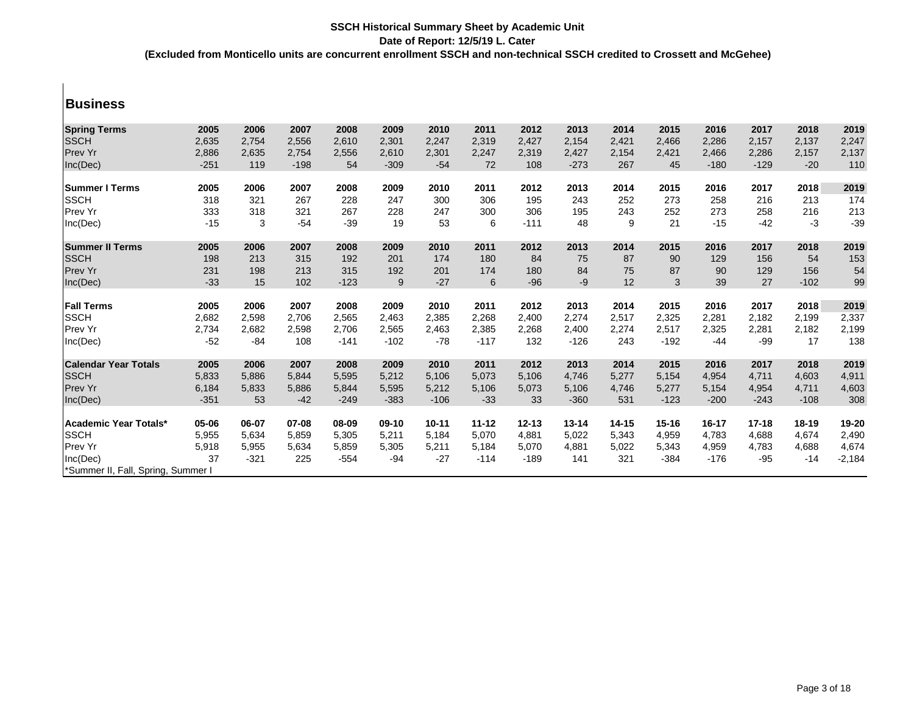**SSCH Historical Summary Sheet by Academic Unit**

**Date of Report: 12/5/19 L. Cater**

**(Excluded from Monticello units are concurrent enrollment SSCH and non-technical SSCH credited to Crossett and McGehee)**

## Business

| **Spring Terms** | **2005** | **2006** | **2007** | **2008** | **2009** | **2010** | **2011** | **2012** | **2013** | **2014** | **2015** | **2016** | **2017** | **2018** | **2019** |
|---|---|---|---|---|---|---|---|---|---|---|---|---|---|---|---|
| SSCH | 2,635 | 2,754 | 2,556 | 2,610 | 2,301 | 2,247 | 2,319 | 2,427 | 2,154 | 2,421 | 2,466 | 2,286 | 2,157 | 2,137 | 2,247 |
| Prev Yr | 2,886 | 2,635 | 2,754 | 2,556 | 2,610 | 2,301 | 2,247 | 2,319 | 2,427 | 2,154 | 2,421 | 2,466 | 2,286 | 2,157 | 2,137 |
| Inc(Dec) | -251 | 119 | -198 | 54 | -309 | -54 | 72 | 108 | -273 | 267 | 45 | -180 | -129 | -20 | 110 |

| **Summer I Terms** | **2005** | **2006** | **2007** | **2008** | **2009** | **2010** | **2011** | **2012** | **2013** | **2014** | **2015** | **2016** | **2017** | **2018** | **2019** |
|---|---|---|---|---|---|---|---|---|---|---|---|---|---|---|---|
| SSCH | 318 | 321 | 267 | 228 | 247 | 300 | 306 | 195 | 243 | 252 | 273 | 258 | 216 | 213 | 174 |
| Prev Yr | 333 | 318 | 321 | 267 | 228 | 247 | 300 | 306 | 195 | 243 | 252 | 273 | 258 | 216 | 213 |
| Inc(Dec) | -15 | 3 | -54 | -39 | 19 | 53 | 6 | -111 | 48 | 9 | 21 | -15 | -42 | -3 | -39 |

| **Summer II Terms** | **2005** | **2006** | **2007** | **2008** | **2009** | **2010** | **2011** | **2012** | **2013** | **2014** | **2015** | **2016** | **2017** | **2018** | **2019** |
|---|---|---|---|---|---|---|---|---|---|---|---|---|---|---|---|
| SSCH | 198 | 213 | 315 | 192 | 201 | 174 | 180 | 84 | 75 | 87 | 90 | 129 | 156 | 54 | 153 |
| Prev Yr | 231 | 198 | 213 | 315 | 192 | 201 | 174 | 180 | 84 | 75 | 87 | 90 | 129 | 156 | 54 |
| Inc(Dec) | -33 | 15 | 102 | -123 | 9 | -27 | 6 | -96 | -9 | 12 | 3 | 39 | 27 | -102 | 99 |

| **Fall Terms** | **2005** | **2006** | **2007** | **2008** | **2009** | **2010** | **2011** | **2012** | **2013** | **2014** | **2015** | **2016** | **2017** | **2018** | **2019** |
|---|---|---|---|---|---|---|---|---|---|---|---|---|---|---|---|
| SSCH | 2,682 | 2,598 | 2,706 | 2,565 | 2,463 | 2,385 | 2,268 | 2,400 | 2,274 | 2,517 | 2,325 | 2,281 | 2,182 | 2,199 | 2,337 |
| Prev Yr | 2,734 | 2,682 | 2,598 | 2,706 | 2,565 | 2,463 | 2,385 | 2,268 | 2,400 | 2,274 | 2,517 | 2,325 | 2,281 | 2,182 | 2,199 |
| Inc(Dec) | -52 | -84 | 108 | -141 | -102 | -78 | -117 | 132 | -126 | 243 | -192 | -44 | -99 | 17 | 138 |

| **Calendar Year Totals** | **2005** | **2006** | **2007** | **2008** | **2009** | **2010** | **2011** | **2012** | **2013** | **2014** | **2015** | **2016** | **2017** | **2018** | **2019** |
|---|---|---|---|---|---|---|---|---|---|---|---|---|---|---|---|
| SSCH | 5,833 | 5,886 | 5,844 | 5,595 | 5,212 | 5,106 | 5,073 | 5,106 | 4,746 | 5,277 | 5,154 | 4,954 | 4,711 | 4,603 | 4,911 |
| Prev Yr | 6,184 | 5,833 | 5,886 | 5,844 | 5,595 | 5,212 | 5,106 | 5,073 | 5,106 | 4,746 | 5,277 | 5,154 | 4,954 | 4,711 | 4,603 |
| Inc(Dec) | -351 | 53 | -42 | -249 | -383 | -106 | -33 | 33 | -360 | 531 | -123 | -200 | -243 | -108 | 308 |

| **Academic Year Totals*** | **05-06** | **06-07** | **07-08** | **08-09** | **09-10** | **10-11** | **11-12** | **12-13** | **13-14** | **14-15** | **15-16** | **16-17** | **17-18** | **18-19** | **19-20** |
|---|---|---|---|---|---|---|---|---|---|---|---|---|---|---|---|
| SSCH | 5,955 | 5,634 | 5,859 | 5,305 | 5,211 | 5,184 | 5,070 | 4,881 | 5,022 | 5,343 | 4,959 | 4,783 | 4,688 | 4,674 | 2,490 |
| Prev Yr | 5,918 | 5,955 | 5,634 | 5,859 | 5,305 | 5,211 | 5,184 | 5,070 | 4,881 | 5,022 | 5,343 | 4,959 | 4,783 | 4,688 | 4,674 |
| Inc(Dec) | 37 | -321 | 225 | -554 | -94 | -27 | -114 | -189 | 141 | 321 | -384 | -176 | -95 | -14 | -2,184 |

*Summer II, Fall, Spring, Summer I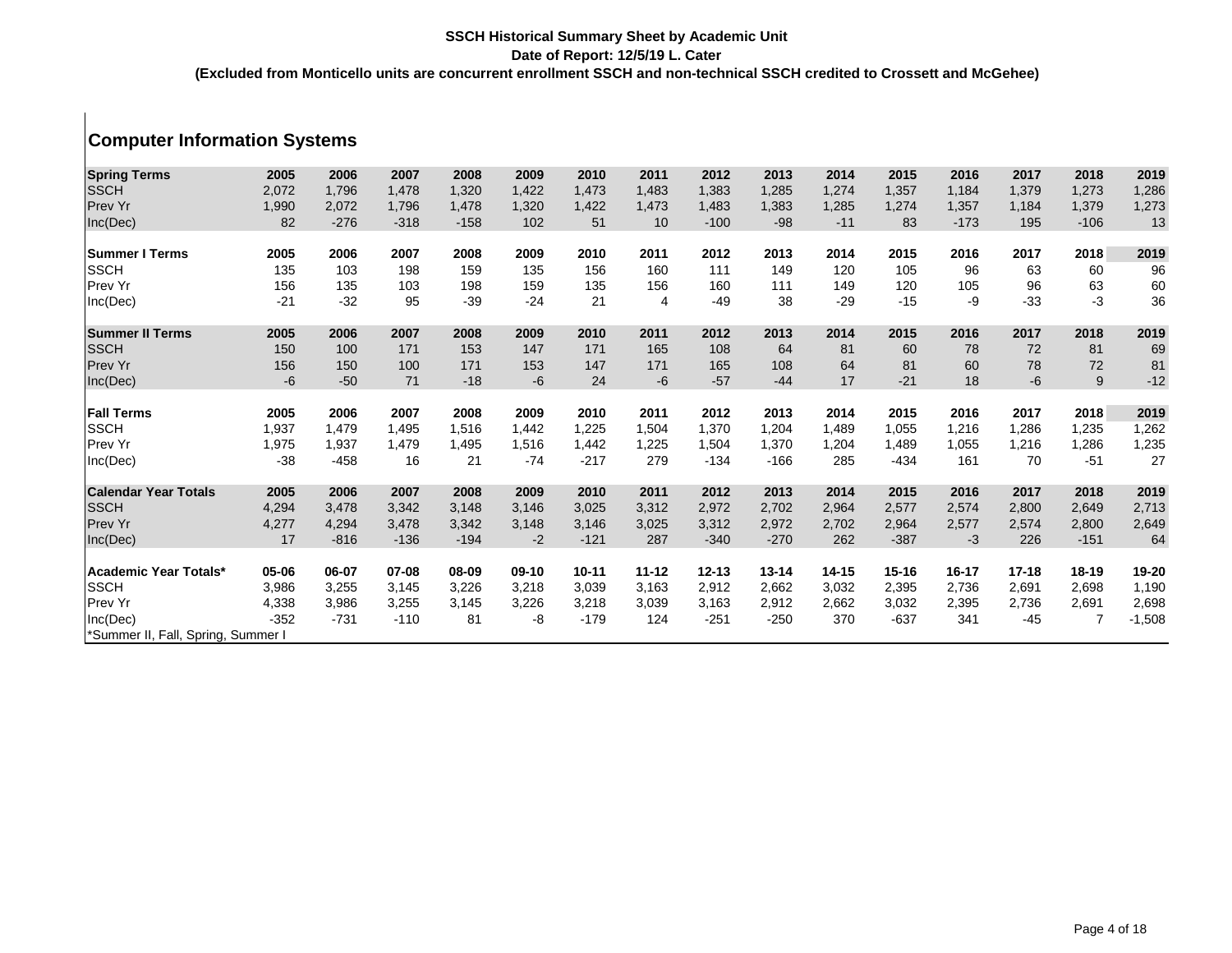**SSCH Historical Summary Sheet by Academic Unit**

**Date of Report: 12/5/19 L. Cater**

**(Excluded from Monticello units are concurrent enrollment SSCH and non-technical SSCH credited to Crossett and McGehee)**

## Computer Information Systems

| **Spring Terms** | **2005** | **2006** | **2007** | **2008** | **2009** | **2010** | **2011** | **2012** | **2013** | **2014** | **2015** | **2016** | **2017** | **2018** | **2019** |
|---|---|---|---|---|---|---|---|---|---|---|---|---|---|---|---|
| SSCH | 2,072 | 1,796 | 1,478 | 1,320 | 1,422 | 1,473 | 1,483 | 1,383 | 1,285 | 1,274 | 1,357 | 1,184 | 1,379 | 1,273 | 1,286 |
| Prev Yr | 1,990 | 2,072 | 1,796 | 1,478 | 1,320 | 1,422 | 1,473 | 1,483 | 1,383 | 1,285 | 1,274 | 1,357 | 1,184 | 1,379 | 1,273 |
| Inc(Dec) | 82 | -276 | -318 | -158 | 102 | 51 | 10 | -100 | -98 | -11 | 83 | -173 | 195 | -106 | 13 |

| **Summer I Terms** | **2005** | **2006** | **2007** | **2008** | **2009** | **2010** | **2011** | **2012** | **2013** | **2014** | **2015** | **2016** | **2017** | **2018** | **2019** |
|---|---|---|---|---|---|---|---|---|---|---|---|---|---|---|---|
| SSCH | 135 | 103 | 198 | 159 | 135 | 156 | 160 | 111 | 149 | 120 | 105 | 96 | 63 | 60 | 96 |
| Prev Yr | 156 | 135 | 103 | 198 | 159 | 135 | 156 | 160 | 111 | 149 | 120 | 105 | 96 | 63 | 60 |
| Inc(Dec) | -21 | -32 | 95 | -39 | -24 | 21 | 4 | -49 | 38 | -29 | -15 | -9 | -33 | -3 | 36 |

| **Summer II Terms** | **2005** | **2006** | **2007** | **2008** | **2009** | **2010** | **2011** | **2012** | **2013** | **2014** | **2015** | **2016** | **2017** | **2018** | **2019** |
|---|---|---|---|---|---|---|---|---|---|---|---|---|---|---|---|
| SSCH | 150 | 100 | 171 | 153 | 147 | 171 | 165 | 108 | 64 | 81 | 60 | 78 | 72 | 81 | 69 |
| Prev Yr | 156 | 150 | 100 | 171 | 153 | 147 | 171 | 165 | 108 | 64 | 81 | 60 | 78 | 72 | 81 |
| Inc(Dec) | -6 | -50 | 71 | -18 | -6 | 24 | -6 | -57 | -44 | 17 | -21 | 18 | -6 | 9 | -12 |

| **Fall Terms** | **2005** | **2006** | **2007** | **2008** | **2009** | **2010** | **2011** | **2012** | **2013** | **2014** | **2015** | **2016** | **2017** | **2018** | **2019** |
|---|---|---|---|---|---|---|---|---|---|---|---|---|---|---|---|
| SSCH | 1,937 | 1,479 | 1,495 | 1,516 | 1,442 | 1,225 | 1,504 | 1,370 | 1,204 | 1,489 | 1,055 | 1,216 | 1,286 | 1,235 | 1,262 |
| Prev Yr | 1,975 | 1,937 | 1,479 | 1,495 | 1,516 | 1,442 | 1,225 | 1,504 | 1,370 | 1,204 | 1,489 | 1,055 | 1,216 | 1,286 | 1,235 |
| Inc(Dec) | -38 | -458 | 16 | 21 | -74 | -217 | 279 | -134 | -166 | 285 | -434 | 161 | 70 | -51 | 27 |

| **Calendar Year Totals** | **2005** | **2006** | **2007** | **2008** | **2009** | **2010** | **2011** | **2012** | **2013** | **2014** | **2015** | **2016** | **2017** | **2018** | **2019** |
|---|---|---|---|---|---|---|---|---|---|---|---|---|---|---|---|
| SSCH | 4,294 | 3,478 | 3,342 | 3,148 | 3,146 | 3,025 | 3,312 | 2,972 | 2,702 | 2,964 | 2,577 | 2,574 | 2,800 | 2,649 | 2,713 |
| Prev Yr | 4,277 | 4,294 | 3,478 | 3,342 | 3,148 | 3,146 | 3,025 | 3,312 | 2,972 | 2,702 | 2,964 | 2,577 | 2,574 | 2,800 | 2,649 |
| Inc(Dec) | 17 | -816 | -136 | -194 | -2 | -121 | 287 | -340 | -270 | 262 | -387 | -3 | 226 | -151 | 64 |

| **Academic Year Totals*** | **05-06** | **06-07** | **07-08** | **08-09** | **09-10** | **10-11** | **11-12** | **12-13** | **13-14** | **14-15** | **15-16** | **16-17** | **17-18** | **18-19** | **19-20** |
|---|---|---|---|---|---|---|---|---|---|---|---|---|---|---|---|
| SSCH | 3,986 | 3,255 | 3,145 | 3,226 | 3,218 | 3,039 | 3,163 | 2,912 | 2,662 | 3,032 | 2,395 | 2,736 | 2,691 | 2,698 | 1,190 |
| Prev Yr | 4,338 | 3,986 | 3,255 | 3,145 | 3,226 | 3,218 | 3,039 | 3,163 | 2,912 | 2,662 | 3,032 | 2,395 | 2,736 | 2,691 | 2,698 |
| Inc(Dec) | -352 | -731 | -110 | 81 | -8 | -179 | 124 | -251 | -250 | 370 | -637 | 341 | -45 | 7 | -1,508 |

*Summer II, Fall, Spring, Summer I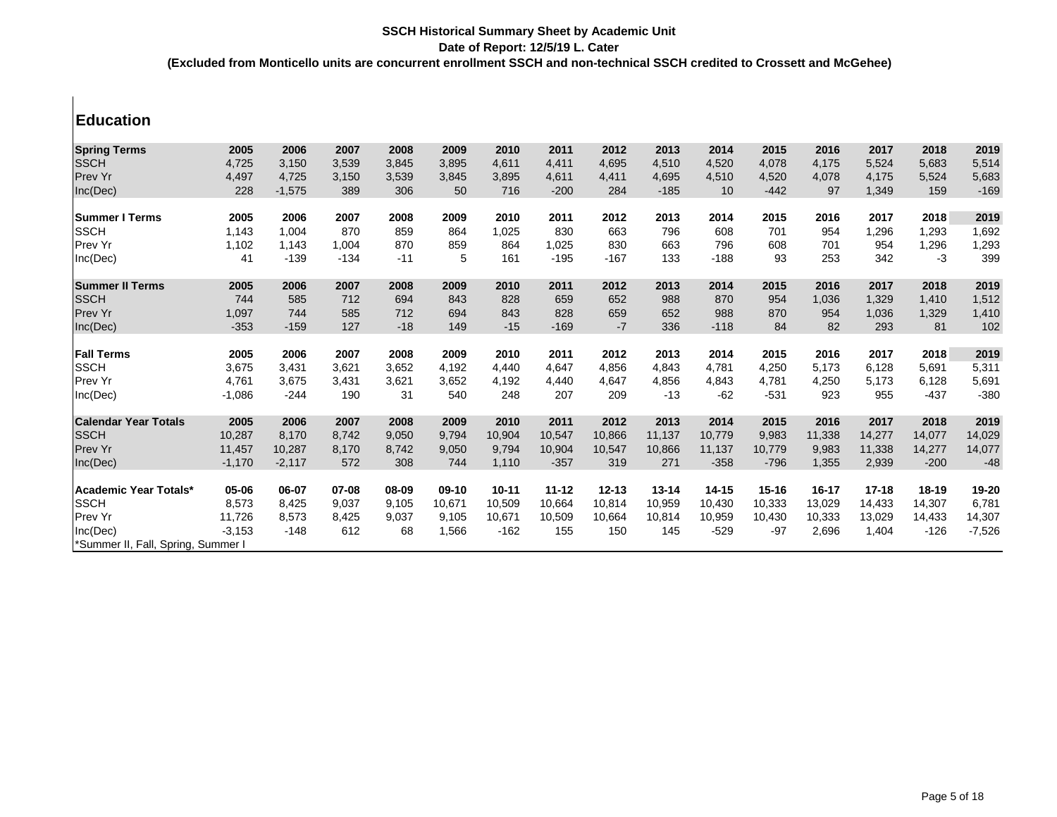**SSCH Historical Summary Sheet by Academic Unit**

**Date of Report: 12/5/19 L. Cater**

**(Excluded from Monticello units are concurrent enrollment SSCH and non-technical SSCH credited to Crossett and McGehee)**

## Education

| **Spring Terms** | **2005** | **2006** | **2007** | **2008** | **2009** | **2010** | **2011** | **2012** | **2013** | **2014** | **2015** | **2016** | **2017** | **2018** | **2019** |
|---|---|---|---|---|---|---|---|---|---|---|---|---|---|---|---|
| SSCH | 4,725 | 3,150 | 3,539 | 3,845 | 3,895 | 4,611 | 4,411 | 4,695 | 4,510 | 4,520 | 4,078 | 4,175 | 5,524 | 5,683 | 5,514 |
| Prev Yr | 4,497 | 4,725 | 3,150 | 3,539 | 3,845 | 3,895 | 4,611 | 4,411 | 4,695 | 4,510 | 4,520 | 4,078 | 4,175 | 5,524 | 5,683 |
| Inc(Dec) | 228 | -1,575 | 389 | 306 | 50 | 716 | -200 | 284 | -185 | 10 | -442 | 97 | 1,349 | 159 | -169 |

| **Summer I Terms** | **2005** | **2006** | **2007** | **2008** | **2009** | **2010** | **2011** | **2012** | **2013** | **2014** | **2015** | **2016** | **2017** | **2018** | **2019** |
|---|---|---|---|---|---|---|---|---|---|---|---|---|---|---|---|
| SSCH | 1,143 | 1,004 | 870 | 859 | 864 | 1,025 | 830 | 663 | 796 | 608 | 701 | 954 | 1,296 | 1,293 | 1,692 |
| Prev Yr | 1,102 | 1,143 | 1,004 | 870 | 859 | 864 | 1,025 | 830 | 663 | 796 | 608 | 701 | 954 | 1,296 | 1,293 |
| Inc(Dec) | 41 | -139 | -134 | -11 | 5 | 161 | -195 | -167 | 133 | -188 | 93 | 253 | 342 | -3 | 399 |

| **Summer II Terms** | **2005** | **2006** | **2007** | **2008** | **2009** | **2010** | **2011** | **2012** | **2013** | **2014** | **2015** | **2016** | **2017** | **2018** | **2019** |
|---|---|---|---|---|---|---|---|---|---|---|---|---|---|---|---|
| SSCH | 744 | 585 | 712 | 694 | 843 | 828 | 659 | 652 | 988 | 870 | 954 | 1,036 | 1,329 | 1,410 | 1,512 |
| Prev Yr | 1,097 | 744 | 585 | 712 | 694 | 843 | 828 | 659 | 652 | 988 | 870 | 954 | 1,036 | 1,329 | 1,410 |
| Inc(Dec) | -353 | -159 | 127 | -18 | 149 | -15 | -169 | -7 | 336 | -118 | 84 | 82 | 293 | 81 | 102 |

| **Fall Terms** | **2005** | **2006** | **2007** | **2008** | **2009** | **2010** | **2011** | **2012** | **2013** | **2014** | **2015** | **2016** | **2017** | **2018** | **2019** |
|---|---|---|---|---|---|---|---|---|---|---|---|---|---|---|---|
| SSCH | 3,675 | 3,431 | 3,621 | 3,652 | 4,192 | 4,440 | 4,647 | 4,856 | 4,843 | 4,781 | 4,250 | 5,173 | 6,128 | 5,691 | 5,311 |
| Prev Yr | 4,761 | 3,675 | 3,431 | 3,621 | 3,652 | 4,192 | 4,440 | 4,647 | 4,856 | 4,843 | 4,781 | 4,250 | 5,173 | 6,128 | 5,691 |
| Inc(Dec) | -1,086 | -244 | 190 | 31 | 540 | 248 | 207 | 209 | -13 | -62 | -531 | 923 | 955 | -437 | -380 |

| **Calendar Year Totals** | **2005** | **2006** | **2007** | **2008** | **2009** | **2010** | **2011** | **2012** | **2013** | **2014** | **2015** | **2016** | **2017** | **2018** | **2019** |
|---|---|---|---|---|---|---|---|---|---|---|---|---|---|---|---|
| SSCH | 10,287 | 8,170 | 8,742 | 9,050 | 9,794 | 10,904 | 10,547 | 10,866 | 11,137 | 10,779 | 9,983 | 11,338 | 14,277 | 14,077 | 14,029 |
| Prev Yr | 11,457 | 10,287 | 8,170 | 8,742 | 9,050 | 9,794 | 10,904 | 10,547 | 10,866 | 11,137 | 10,779 | 9,983 | 11,338 | 14,277 | 14,077 |
| Inc(Dec) | -1,170 | -2,117 | 572 | 308 | 744 | 1,110 | -357 | 319 | 271 | -358 | -796 | 1,355 | 2,939 | -200 | -48 |

| **Academic Year Totals*** | **05-06** | **06-07** | **07-08** | **08-09** | **09-10** | **10-11** | **11-12** | **12-13** | **13-14** | **14-15** | **15-16** | **16-17** | **17-18** | **18-19** | **19-20** |
|---|---|---|---|---|---|---|---|---|---|---|---|---|---|---|---|
| SSCH | 8,573 | 8,425 | 9,037 | 9,105 | 10,671 | 10,509 | 10,664 | 10,814 | 10,959 | 10,430 | 10,333 | 13,029 | 14,433 | 14,307 | 6,781 |
| Prev Yr | 11,726 | 8,573 | 8,425 | 9,037 | 9,105 | 10,671 | 10,509 | 10,664 | 10,814 | 10,959 | 10,430 | 10,333 | 13,029 | 14,433 | 14,307 |
| Inc(Dec) | -3,153 | -148 | 612 | 68 | 1,566 | -162 | 155 | 150 | 145 | -529 | -97 | 2,696 | 1,404 | -126 | -7,526 |

*Summer II, Fall, Spring, Summer I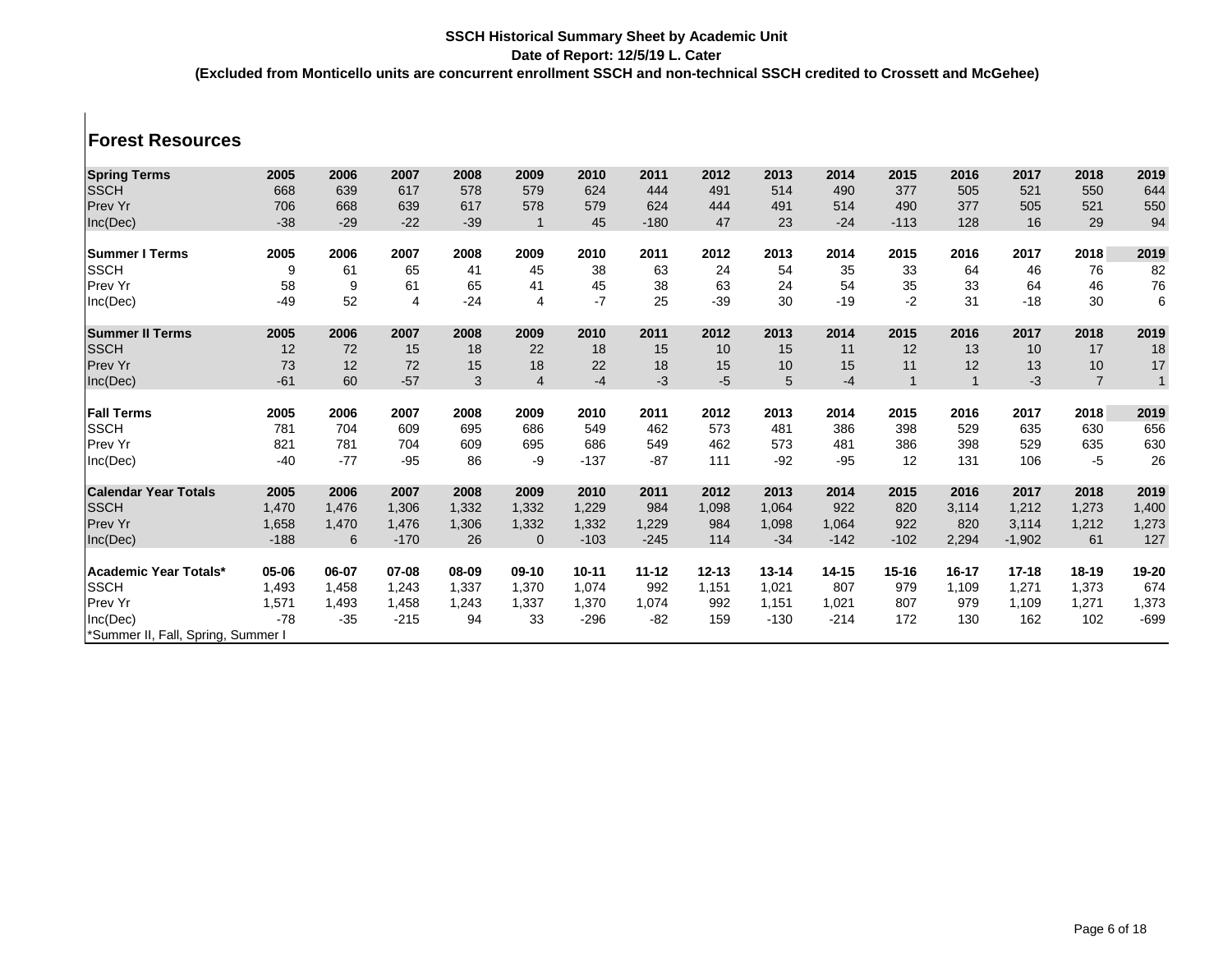**SSCH Historical Summary Sheet by Academic Unit**

**Date of Report: 12/5/19 L. Cater**

**(Excluded from Monticello units are concurrent enrollment SSCH and non-technical SSCH credited to Crossett and McGehee)**

## Forest Resources

| **Spring Terms** | **2005** | **2006** | **2007** | **2008** | **2009** | **2010** | **2011** | **2012** | **2013** | **2014** | **2015** | **2016** | **2017** | **2018** | **2019** |
|---|---|---|---|---|---|---|---|---|---|---|---|---|---|---|---|
| SSCH | 668 | 639 | 617 | 578 | 579 | 624 | 444 | 491 | 514 | 490 | 377 | 505 | 521 | 550 | 644 |
| Prev Yr | 706 | 668 | 639 | 617 | 578 | 579 | 624 | 444 | 491 | 514 | 490 | 377 | 505 | 521 | 550 |
| Inc(Dec) | -38 | -29 | -22 | -39 | 1 | 45 | -180 | 47 | 23 | -24 | -113 | 128 | 16 | 29 | 94 |

| **Summer I Terms** | **2005** | **2006** | **2007** | **2008** | **2009** | **2010** | **2011** | **2012** | **2013** | **2014** | **2015** | **2016** | **2017** | **2018** | **2019** |
|---|---|---|---|---|---|---|---|---|---|---|---|---|---|---|---|
| SSCH | 9 | 61 | 65 | 41 | 45 | 38 | 63 | 24 | 54 | 35 | 33 | 64 | 46 | 76 | 82 |
| Prev Yr | 58 | 9 | 61 | 65 | 41 | 45 | 38 | 63 | 24 | 54 | 35 | 33 | 64 | 46 | 76 |
| Inc(Dec) | -49 | 52 | 4 | -24 | 4 | -7 | 25 | -39 | 30 | -19 | -2 | 31 | -18 | 30 | 6 |

| **Summer II Terms** | **2005** | **2006** | **2007** | **2008** | **2009** | **2010** | **2011** | **2012** | **2013** | **2014** | **2015** | **2016** | **2017** | **2018** | **2019** |
|---|---|---|---|---|---|---|---|---|---|---|---|---|---|---|---|
| SSCH | 12 | 72 | 15 | 18 | 22 | 18 | 15 | 10 | 15 | 11 | 12 | 13 | 10 | 17 | 18 |
| Prev Yr | 73 | 12 | 72 | 15 | 18 | 22 | 18 | 15 | 10 | 15 | 11 | 12 | 13 | 10 | 17 |
| Inc(Dec) | -61 | 60 | -57 | 3 | 4 | -4 | -3 | -5 | 5 | -4 | 1 | 1 | -3 | 7 | 1 |

| **Fall Terms** | **2005** | **2006** | **2007** | **2008** | **2009** | **2010** | **2011** | **2012** | **2013** | **2014** | **2015** | **2016** | **2017** | **2018** | **2019** |
|---|---|---|---|---|---|---|---|---|---|---|---|---|---|---|---|
| SSCH | 781 | 704 | 609 | 695 | 686 | 549 | 462 | 573 | 481 | 386 | 398 | 529 | 635 | 630 | 656 |
| Prev Yr | 821 | 781 | 704 | 609 | 695 | 686 | 549 | 462 | 573 | 481 | 386 | 398 | 529 | 635 | 630 |
| Inc(Dec) | -40 | -77 | -95 | 86 | -9 | -137 | -87 | 111 | -92 | -95 | 12 | 131 | 106 | -5 | 26 |

| **Calendar Year Totals** | **2005** | **2006** | **2007** | **2008** | **2009** | **2010** | **2011** | **2012** | **2013** | **2014** | **2015** | **2016** | **2017** | **2018** | **2019** |
|---|---|---|---|---|---|---|---|---|---|---|---|---|---|---|---|
| SSCH | 1,470 | 1,476 | 1,306 | 1,332 | 1,332 | 1,229 | 984 | 1,098 | 1,064 | 922 | 820 | 3,114 | 1,212 | 1,273 | 1,400 |
| Prev Yr | 1,658 | 1,470 | 1,476 | 1,306 | 1,332 | 1,332 | 1,229 | 984 | 1,098 | 1,064 | 922 | 820 | 3,114 | 1,212 | 1,273 |
| Inc(Dec) | -188 | 6 | -170 | 26 | 0 | -103 | -245 | 114 | -34 | -142 | -102 | 2,294 | -1,902 | 61 | 127 |

| **Academic Year Totals*** | **05-06** | **06-07** | **07-08** | **08-09** | **09-10** | **10-11** | **11-12** | **12-13** | **13-14** | **14-15** | **15-16** | **16-17** | **17-18** | **18-19** | **19-20** |
|---|---|---|---|---|---|---|---|---|---|---|---|---|---|---|---|
| SSCH | 1,493 | 1,458 | 1,243 | 1,337 | 1,370 | 1,074 | 992 | 1,151 | 1,021 | 807 | 979 | 1,109 | 1,271 | 1,373 | 674 |
| Prev Yr | 1,571 | 1,493 | 1,458 | 1,243 | 1,337 | 1,370 | 1,074 | 992 | 1,151 | 1,021 | 807 | 979 | 1,109 | 1,271 | 1,373 |
| Inc(Dec) | -78 | -35 | -215 | 94 | 33 | -296 | -82 | 159 | -130 | -214 | 172 | 130 | 162 | 102 | -699 |

*Summer II, Fall, Spring, Summer I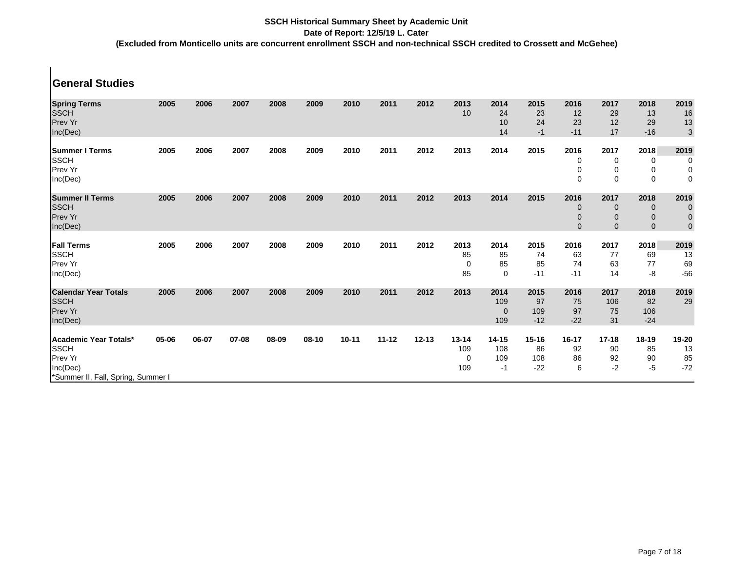**SSCH Historical Summary Sheet by Academic Unit**

**Date of Report: 12/5/19 L. Cater**

**(Excluded from Monticello units are concurrent enrollment SSCH and non-technical SSCH credited to Crossett and McGehee)**

## General Studies

| **Spring Terms** | **2005** | **2006** | **2007** | **2008** | **2009** | **2010** | **2011** | **2012** | **2013** | **2014** | **2015** | **2016** | **2017** | **2018** | **2019** |
|---|---|---|---|---|---|---|---|---|---|---|---|---|---|---|---|
| SSCH | | | | | | | | | 10 | 24 | 23 | 12 | 29 | 13 | 16 |
| Prev Yr | | | | | | | | | | 10 | 24 | 23 | 12 | 29 | 13 |
| Inc(Dec) | | | | | | | | | | 14 | -1 | -11 | 17 | -16 | 3 |

| **Summer I Terms** | **2005** | **2006** | **2007** | **2008** | **2009** | **2010** | **2011** | **2012** | **2013** | **2014** | **2015** | **2016** | **2017** | **2018** | **2019** |
|---|---|---|---|---|---|---|---|---|---|---|---|---|---|---|---|
| SSCH | | | | | | | | | | | | 0 | 0 | 0 | 0 |
| Prev Yr | | | | | | | | | | | | 0 | 0 | 0 | 0 |
| Inc(Dec) | | | | | | | | | | | | 0 | 0 | 0 | 0 |

| **Summer II Terms** | **2005** | **2006** | **2007** | **2008** | **2009** | **2010** | **2011** | **2012** | **2013** | **2014** | **2015** | **2016** | **2017** | **2018** | **2019** |
|---|---|---|---|---|---|---|---|---|---|---|---|---|---|---|---|
| SSCH | | | | | | | | | | | | 0 | 0 | 0 | 0 |
| Prev Yr | | | | | | | | | | | | 0 | 0 | 0 | 0 |
| Inc(Dec) | | | | | | | | | | | | 0 | 0 | 0 | 0 |

| **Fall Terms** | **2005** | **2006** | **2007** | **2008** | **2009** | **2010** | **2011** | **2012** | **2013** | **2014** | **2015** | **2016** | **2017** | **2018** | **2019** |
|---|---|---|---|---|---|---|---|---|---|---|---|---|---|---|---|
| SSCH | | | | | | | | | 85 | 85 | 74 | 63 | 77 | 69 | 13 |
| Prev Yr | | | | | | | | | 0 | 85 | 85 | 74 | 63 | 77 | 69 |
| Inc(Dec) | | | | | | | | | 85 | 0 | -11 | -11 | 14 | -8 | -56 |

| **Calendar Year Totals** | **2005** | **2006** | **2007** | **2008** | **2009** | **2010** | **2011** | **2012** | **2013** | **2014** | **2015** | **2016** | **2017** | **2018** | **2019** |
|---|---|---|---|---|---|---|---|---|---|---|---|---|---|---|---|
| SSCH | | | | | | | | | | 109 | 97 | 75 | 106 | 82 | 29 |
| Prev Yr | | | | | | | | | | 0 | 109 | 97 | 75 | 106 | |
| Inc(Dec) | | | | | | | | | | 109 | -12 | -22 | 31 | -24 | |

| **Academic Year Totals*** | **05-06** | **06-07** | **07-08** | **08-09** | **08-10** | **10-11** | **11-12** | **12-13** | **13-14** | **14-15** | **15-16** | **16-17** | **17-18** | **18-19** | **19-20** |
|---|---|---|---|---|---|---|---|---|---|---|---|---|---|---|---|
| SSCH | | | | | | | | | 109 | 108 | 86 | 92 | 90 | 85 | 13 |
| Prev Yr | | | | | | | | | 0 | 109 | 108 | 86 | 92 | 90 | 85 |
| Inc(Dec) | | | | | | | | | 109 | -1 | -22 | 6 | -2 | -5 | -72 |

*Summer II, Fall, Spring, Summer I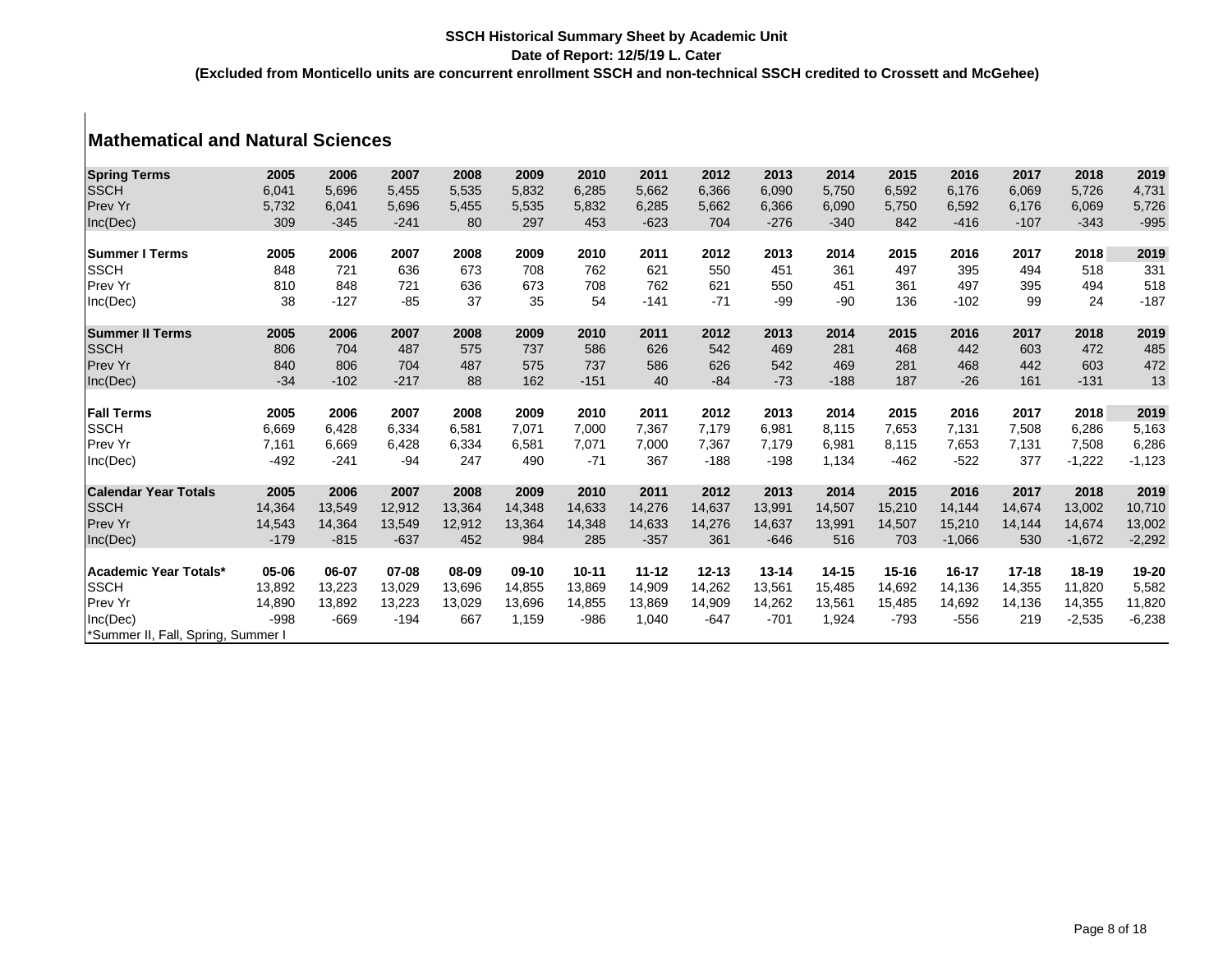**SSCH Historical Summary Sheet by Academic Unit**

**Date of Report: 12/5/19 L. Cater**

**(Excluded from Monticello units are concurrent enrollment SSCH and non-technical SSCH credited to Crossett and McGehee)**

## Mathematical and Natural Sciences

| **Spring Terms** | **2005** | **2006** | **2007** | **2008** | **2009** | **2010** | **2011** | **2012** | **2013** | **2014** | **2015** | **2016** | **2017** | **2018** | **2019** |
|---|---|---|---|---|---|---|---|---|---|---|---|---|---|---|---|
| SSCH | 6,041 | 5,696 | 5,455 | 5,535 | 5,832 | 6,285 | 5,662 | 6,366 | 6,090 | 5,750 | 6,592 | 6,176 | 6,069 | 5,726 | 4,731 |
| Prev Yr | 5,732 | 6,041 | 5,696 | 5,455 | 5,535 | 5,832 | 6,285 | 5,662 | 6,366 | 6,090 | 5,750 | 6,592 | 6,176 | 6,069 | 5,726 |
| Inc(Dec) | 309 | -345 | -241 | 80 | 297 | 453 | -623 | 704 | -276 | -340 | 842 | -416 | -107 | -343 | -995 |
| | | | | | | | | | | | | | | | |
| **Summer I Terms** | **2005** | **2006** | **2007** | **2008** | **2009** | **2010** | **2011** | **2012** | **2013** | **2014** | **2015** | **2016** | **2017** | **2018** | **2019** |
| SSCH | 848 | 721 | 636 | 673 | 708 | 762 | 621 | 550 | 451 | 361 | 497 | 395 | 494 | 518 | 331 |
| Prev Yr | 810 | 848 | 721 | 636 | 673 | 708 | 762 | 621 | 550 | 451 | 361 | 497 | 395 | 494 | 518 |
| Inc(Dec) | 38 | -127 | -85 | 37 | 35 | 54 | -141 | -71 | -99 | -90 | 136 | -102 | 99 | 24 | -187 |
| | | | | | | | | | | | | | | | |
| **Summer II Terms** | **2005** | **2006** | **2007** | **2008** | **2009** | **2010** | **2011** | **2012** | **2013** | **2014** | **2015** | **2016** | **2017** | **2018** | **2019** |
| SSCH | 806 | 704 | 487 | 575 | 737 | 586 | 626 | 542 | 469 | 281 | 468 | 442 | 603 | 472 | 485 |
| Prev Yr | 840 | 806 | 704 | 487 | 575 | 737 | 586 | 626 | 542 | 469 | 281 | 468 | 442 | 603 | 472 |
| Inc(Dec) | -34 | -102 | -217 | 88 | 162 | -151 | 40 | -84 | -73 | -188 | 187 | -26 | 161 | -131 | 13 |
| | | | | | | | | | | | | | | | |
| **Fall Terms** | **2005** | **2006** | **2007** | **2008** | **2009** | **2010** | **2011** | **2012** | **2013** | **2014** | **2015** | **2016** | **2017** | **2018** | **2019** |
| SSCH | 6,669 | 6,428 | 6,334 | 6,581 | 7,071 | 7,000 | 7,367 | 7,179 | 6,981 | 8,115 | 7,653 | 7,131 | 7,508 | 6,286 | 5,163 |
| Prev Yr | 7,161 | 6,669 | 6,428 | 6,334 | 6,581 | 7,071 | 7,000 | 7,367 | 7,179 | 6,981 | 8,115 | 7,653 | 7,131 | 7,508 | 6,286 |
| Inc(Dec) | -492 | -241 | -94 | 247 | 490 | -71 | 367 | -188 | -198 | 1,134 | -462 | -522 | 377 | -1,222 | -1,123 |
| | | | | | | | | | | | | | | | |
| **Calendar Year Totals** | **2005** | **2006** | **2007** | **2008** | **2009** | **2010** | **2011** | **2012** | **2013** | **2014** | **2015** | **2016** | **2017** | **2018** | **2019** |
| SSCH | 14,364 | 13,549 | 12,912 | 13,364 | 14,348 | 14,633 | 14,276 | 14,637 | 13,991 | 14,507 | 15,210 | 14,144 | 14,674 | 13,002 | 10,710 |
| Prev Yr | 14,543 | 14,364 | 13,549 | 12,912 | 13,364 | 14,348 | 14,633 | 14,276 | 14,637 | 13,991 | 14,507 | 15,210 | 14,144 | 14,674 | 13,002 |
| Inc(Dec) | -179 | -815 | -637 | 452 | 984 | 285 | -357 | 361 | -646 | 516 | 703 | -1,066 | 530 | -1,672 | -2,292 |
| | | | | | | | | | | | | | | | |
| **Academic Year Totals*** | **05-06** | **06-07** | **07-08** | **08-09** | **09-10** | **10-11** | **11-12** | **12-13** | **13-14** | **14-15** | **15-16** | **16-17** | **17-18** | **18-19** | **19-20** |
| SSCH | 13,892 | 13,223 | 13,029 | 13,696 | 14,855 | 13,869 | 14,909 | 14,262 | 13,561 | 15,485 | 14,692 | 14,136 | 14,355 | 11,820 | 5,582 |
| Prev Yr | 14,890 | 13,892 | 13,223 | 13,029 | 13,696 | 14,855 | 13,869 | 14,909 | 14,262 | 13,561 | 15,485 | 14,692 | 14,136 | 14,355 | 11,820 |
| Inc(Dec) | -998 | -669 | -194 | 667 | 1,159 | -986 | 1,040 | -647 | -701 | 1,924 | -793 | -556 | 219 | -2,535 | -6,238 |

*Summer II, Fall, Spring, Summer I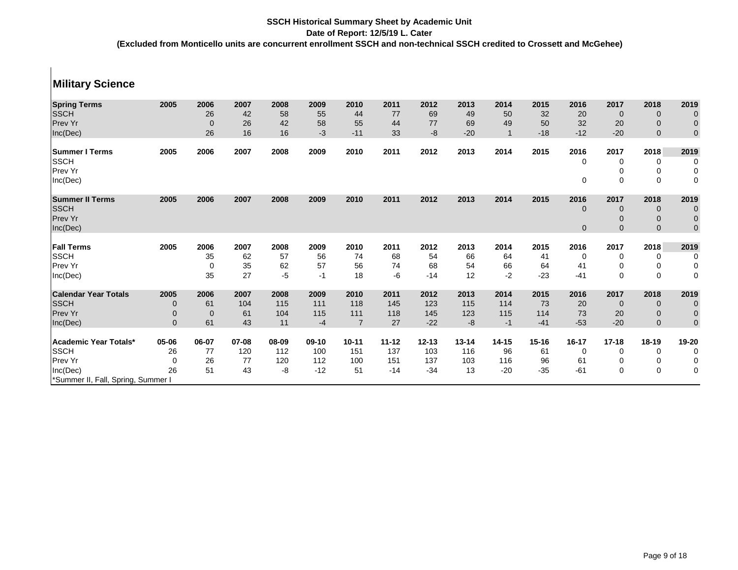**SSCH Historical Summary Sheet by Academic Unit**

**Date of Report: 12/5/19 L. Cater**

**(Excluded from Monticello units are concurrent enrollment SSCH and non-technical SSCH credited to Crossett and McGehee)**

## Military Science

| **Spring Terms** | **2005** | **2006** | **2007** | **2008** | **2009** | **2010** | **2011** | **2012** | **2013** | **2014** | **2015** | **2016** | **2017** | **2018** | **2019** |
|---|---|---|---|---|---|---|---|---|---|---|---|---|---|---|---|
| SSCH | | 26 | 42 | 58 | 55 | 44 | 77 | 69 | 49 | 50 | 32 | 20 | 0 | 0 | 0 |
| Prev Yr | | 0 | 26 | 42 | 58 | 55 | 44 | 77 | 69 | 49 | 50 | 32 | 20 | 0 | 0 |
| Inc(Dec) | | 26 | 16 | 16 | -3 | -11 | 33 | -8 | -20 | 1 | -18 | -12 | -20 | 0 | 0 |

| **Summer I Terms** | **2005** | **2006** | **2007** | **2008** | **2009** | **2010** | **2011** | **2012** | **2013** | **2014** | **2015** | **2016** | **2017** | **2018** | **2019** |
|---|---|---|---|---|---|---|---|---|---|---|---|---|---|---|---|
| SSCH | | | | | | | | | | | | 0 | 0 | 0 | 0 |
| Prev Yr | | | | | | | | | | | | | 0 | 0 | 0 |
| Inc(Dec) | | | | | | | | | | | | 0 | 0 | 0 | 0 |

| **Summer II Terms** | **2005** | **2006** | **2007** | **2008** | **2009** | **2010** | **2011** | **2012** | **2013** | **2014** | **2015** | **2016** | **2017** | **2018** | **2019** |
|---|---|---|---|---|---|---|---|---|---|---|---|---|---|---|---|
| SSCH | | | | | | | | | | | | 0 | 0 | 0 | 0 |
| Prev Yr | | | | | | | | | | | | | 0 | 0 | 0 |
| Inc(Dec) | | | | | | | | | | | | 0 | 0 | 0 | 0 |

| **Fall Terms** | **2005** | **2006** | **2007** | **2008** | **2009** | **2010** | **2011** | **2012** | **2013** | **2014** | **2015** | **2016** | **2017** | **2018** | **2019** |
|---|---|---|---|---|---|---|---|---|---|---|---|---|---|---|---|
| SSCH | | 35 | 62 | 57 | 56 | 74 | 68 | 54 | 66 | 64 | 41 | 0 | 0 | 0 | 0 |
| Prev Yr | | 0 | 35 | 62 | 57 | 56 | 74 | 68 | 54 | 66 | 64 | 41 | 0 | 0 | 0 |
| Inc(Dec) | | 35 | 27 | -5 | -1 | 18 | -6 | -14 | 12 | -2 | -23 | -41 | 0 | 0 | 0 |

| **Calendar Year Totals** | **2005** | **2006** | **2007** | **2008** | **2009** | **2010** | **2011** | **2012** | **2013** | **2014** | **2015** | **2016** | **2017** | **2018** | **2019** |
|---|---|---|---|---|---|---|---|---|---|---|---|---|---|---|---|
| SSCH | 0 | 61 | 104 | 115 | 111 | 118 | 145 | 123 | 115 | 114 | 73 | 20 | 0 | 0 | 0 |
| Prev Yr | 0 | 0 | 61 | 104 | 115 | 111 | 118 | 145 | 123 | 115 | 114 | 73 | 20 | 0 | 0 |
| Inc(Dec) | 0 | 61 | 43 | 11 | -4 | 7 | 27 | -22 | -8 | -1 | -41 | -53 | -20 | 0 | 0 |

| **Academic Year Totals*** | **05-06** | **06-07** | **07-08** | **08-09** | **09-10** | **10-11** | **11-12** | **12-13** | **13-14** | **14-15** | **15-16** | **16-17** | **17-18** | **18-19** | **19-20** |
|---|---|---|---|---|---|---|---|---|---|---|---|---|---|---|---|
| SSCH | 26 | 77 | 120 | 112 | 100 | 151 | 137 | 103 | 116 | 96 | 61 | 0 | 0 | 0 | 0 |
| Prev Yr | 0 | 26 | 77 | 120 | 112 | 100 | 151 | 137 | 103 | 116 | 96 | 61 | 0 | 0 | 0 |
| Inc(Dec) | 26 | 51 | 43 | -8 | -12 | 51 | -14 | -34 | 13 | -20 | -35 | -61 | 0 | 0 | 0 |

*Summer II, Fall, Spring, Summer I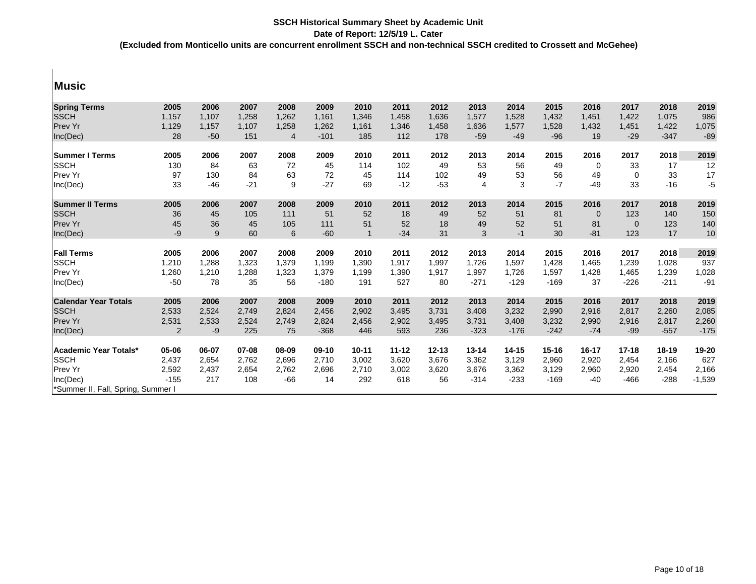**SSCH Historical Summary Sheet by Academic Unit**

**Date of Report: 12/5/19 L. Cater**

**(Excluded from Monticello units are concurrent enrollment SSCH and non-technical SSCH credited to Crossett and McGehee)**

## Music

| **Spring Terms** | **2005** | **2006** | **2007** | **2008** | **2009** | **2010** | **2011** | **2012** | **2013** | **2014** | **2015** | **2016** | **2017** | **2018** | **2019** |
|---|---|---|---|---|---|---|---|---|---|---|---|---|---|---|---|
| SSCH | 1,157 | 1,107 | 1,258 | 1,262 | 1,161 | 1,346 | 1,458 | 1,636 | 1,577 | 1,528 | 1,432 | 1,451 | 1,422 | 1,075 | 986 |
| Prev Yr | 1,129 | 1,157 | 1,107 | 1,258 | 1,262 | 1,161 | 1,346 | 1,458 | 1,636 | 1,577 | 1,528 | 1,432 | 1,451 | 1,422 | 1,075 |
| Inc(Dec) | 28 | -50 | 151 | 4 | -101 | 185 | 112 | 178 | -59 | -49 | -96 | 19 | -29 | -347 | -89 |

| **Summer I Terms** | **2005** | **2006** | **2007** | **2008** | **2009** | **2010** | **2011** | **2012** | **2013** | **2014** | **2015** | **2016** | **2017** | **2018** | **2019** |
|---|---|---|---|---|---|---|---|---|---|---|---|---|---|---|---|
| SSCH | 130 | 84 | 63 | 72 | 45 | 114 | 102 | 49 | 53 | 56 | 49 | 0 | 33 | 17 | 12 |
| Prev Yr | 97 | 130 | 84 | 63 | 72 | 45 | 114 | 102 | 49 | 53 | 56 | 49 | 0 | 33 | 17 |
| Inc(Dec) | 33 | -46 | -21 | 9 | -27 | 69 | -12 | -53 | 4 | 3 | -7 | -49 | 33 | -16 | -5 |

| **Summer II Terms** | **2005** | **2006** | **2007** | **2008** | **2009** | **2010** | **2011** | **2012** | **2013** | **2014** | **2015** | **2016** | **2017** | **2018** | **2019** |
|---|---|---|---|---|---|---|---|---|---|---|---|---|---|---|---|
| SSCH | 36 | 45 | 105 | 111 | 51 | 52 | 18 | 49 | 52 | 51 | 81 | 0 | 123 | 140 | 150 |
| Prev Yr | 45 | 36 | 45 | 105 | 111 | 51 | 52 | 18 | 49 | 52 | 51 | 81 | 0 | 123 | 140 |
| Inc(Dec) | -9 | 9 | 60 | 6 | -60 | 1 | -34 | 31 | 3 | -1 | 30 | -81 | 123 | 17 | 10 |

| **Fall Terms** | **2005** | **2006** | **2007** | **2008** | **2009** | **2010** | **2011** | **2012** | **2013** | **2014** | **2015** | **2016** | **2017** | **2018** | **2019** |
|---|---|---|---|---|---|---|---|---|---|---|---|---|---|---|---|
| SSCH | 1,210 | 1,288 | 1,323 | 1,379 | 1,199 | 1,390 | 1,917 | 1,997 | 1,726 | 1,597 | 1,428 | 1,465 | 1,239 | 1,028 | 937 |
| Prev Yr | 1,260 | 1,210 | 1,288 | 1,323 | 1,379 | 1,199 | 1,390 | 1,917 | 1,997 | 1,726 | 1,597 | 1,428 | 1,465 | 1,239 | 1,028 |
| Inc(Dec) | -50 | 78 | 35 | 56 | -180 | 191 | 527 | 80 | -271 | -129 | -169 | 37 | -226 | -211 | -91 |

| **Calendar Year Totals** | **2005** | **2006** | **2007** | **2008** | **2009** | **2010** | **2011** | **2012** | **2013** | **2014** | **2015** | **2016** | **2017** | **2018** | **2019** |
|---|---|---|---|---|---|---|---|---|---|---|---|---|---|---|---|
| SSCH | 2,533 | 2,524 | 2,749 | 2,824 | 2,456 | 2,902 | 3,495 | 3,731 | 3,408 | 3,232 | 2,990 | 2,916 | 2,817 | 2,260 | 2,085 |
| Prev Yr | 2,531 | 2,533 | 2,524 | 2,749 | 2,824 | 2,456 | 2,902 | 3,495 | 3,731 | 3,408 | 3,232 | 2,990 | 2,916 | 2,817 | 2,260 |
| Inc(Dec) | 2 | -9 | 225 | 75 | -368 | 446 | 593 | 236 | -323 | -176 | -242 | -74 | -99 | -557 | -175 |

| **Academic Year Totals*** | **05-06** | **06-07** | **07-08** | **08-09** | **09-10** | **10-11** | **11-12** | **12-13** | **13-14** | **14-15** | **15-16** | **16-17** | **17-18** | **18-19** | **19-20** |
|---|---|---|---|---|---|---|---|---|---|---|---|---|---|---|---|
| SSCH | 2,437 | 2,654 | 2,762 | 2,696 | 2,710 | 3,002 | 3,620 | 3,676 | 3,362 | 3,129 | 2,960 | 2,920 | 2,454 | 2,166 | 627 |
| Prev Yr | 2,592 | 2,437 | 2,654 | 2,762 | 2,696 | 2,710 | 3,002 | 3,620 | 3,676 | 3,362 | 3,129 | 2,960 | 2,920 | 2,454 | 2,166 |
| Inc(Dec) | -155 | 217 | 108 | -66 | 14 | 292 | 618 | 56 | -314 | -233 | -169 | -40 | -466 | -288 | -1,539 |

*Summer II, Fall, Spring, Summer I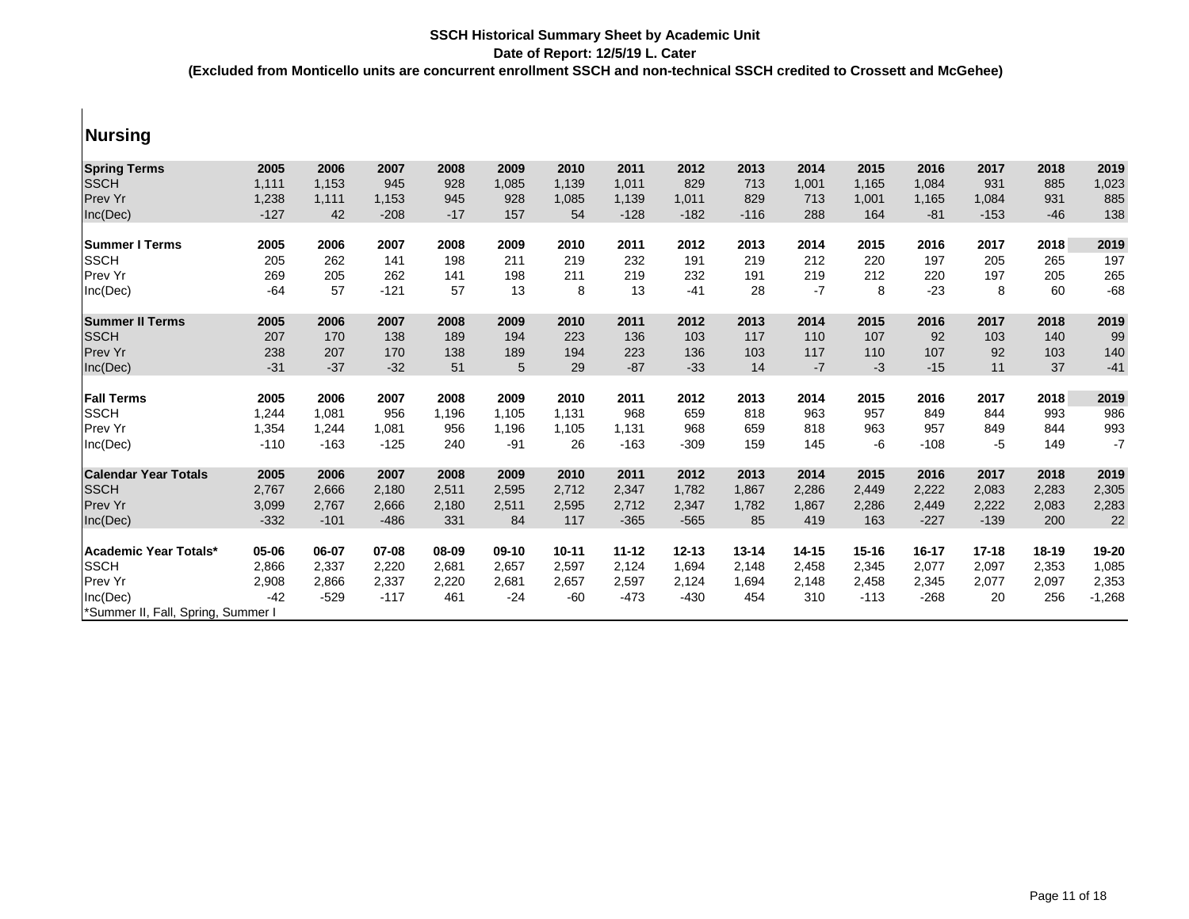**SSCH Historical Summary Sheet by Academic Unit**

**Date of Report: 12/5/19 L. Cater**

**(Excluded from Monticello units are concurrent enrollment SSCH and non-technical SSCH credited to Crossett and McGehee)**

## Nursing

| **Spring Terms** | **2005** | **2006** | **2007** | **2008** | **2009** | **2010** | **2011** | **2012** | **2013** | **2014** | **2015** | **2016** | **2017** | **2018** | **2019** |
|---|---|---|---|---|---|---|---|---|---|---|---|---|---|---|---|
| SSCH | 1,111 | 1,153 | 945 | 928 | 1,085 | 1,139 | 1,011 | 829 | 713 | 1,001 | 1,165 | 1,084 | 931 | 885 | 1,023 |
| Prev Yr | 1,238 | 1,111 | 1,153 | 945 | 928 | 1,085 | 1,139 | 1,011 | 829 | 713 | 1,001 | 1,165 | 1,084 | 931 | 885 |
| Inc(Dec) | -127 | 42 | -208 | -17 | 157 | 54 | -128 | -182 | -116 | 288 | 164 | -81 | -153 | -46 | 138 |

| **Summer I Terms** | **2005** | **2006** | **2007** | **2008** | **2009** | **2010** | **2011** | **2012** | **2013** | **2014** | **2015** | **2016** | **2017** | **2018** | **2019** |
|---|---|---|---|---|---|---|---|---|---|---|---|---|---|---|---|
| SSCH | 205 | 262 | 141 | 198 | 211 | 219 | 232 | 191 | 219 | 212 | 220 | 197 | 205 | 265 | 197 |
| Prev Yr | 269 | 205 | 262 | 141 | 198 | 211 | 219 | 232 | 191 | 219 | 212 | 220 | 197 | 205 | 265 |
| Inc(Dec) | -64 | 57 | -121 | 57 | 13 | 8 | 13 | -41 | 28 | -7 | 8 | -23 | 8 | 60 | -68 |

| **Summer II Terms** | **2005** | **2006** | **2007** | **2008** | **2009** | **2010** | **2011** | **2012** | **2013** | **2014** | **2015** | **2016** | **2017** | **2018** | **2019** |
|---|---|---|---|---|---|---|---|---|---|---|---|---|---|---|---|
| SSCH | 207 | 170 | 138 | 189 | 194 | 223 | 136 | 103 | 117 | 110 | 107 | 92 | 103 | 140 | 99 |
| Prev Yr | 238 | 207 | 170 | 138 | 189 | 194 | 223 | 136 | 103 | 117 | 110 | 107 | 92 | 103 | 140 |
| Inc(Dec) | -31 | -37 | -32 | 51 | 5 | 29 | -87 | -33 | 14 | -7 | -3 | -15 | 11 | 37 | -41 |

| **Fall Terms** | **2005** | **2006** | **2007** | **2008** | **2009** | **2010** | **2011** | **2012** | **2013** | **2014** | **2015** | **2016** | **2017** | **2018** | **2019** |
|---|---|---|---|---|---|---|---|---|---|---|---|---|---|---|---|
| SSCH | 1,244 | 1,081 | 956 | 1,196 | 1,105 | 1,131 | 968 | 659 | 818 | 963 | 957 | 849 | 844 | 993 | 986 |
| Prev Yr | 1,354 | 1,244 | 1,081 | 956 | 1,196 | 1,105 | 1,131 | 968 | 659 | 818 | 963 | 957 | 849 | 844 | 993 |
| Inc(Dec) | -110 | -163 | -125 | 240 | -91 | 26 | -163 | -309 | 159 | 145 | -6 | -108 | -5 | 149 | -7 |

| **Calendar Year Totals** | **2005** | **2006** | **2007** | **2008** | **2009** | **2010** | **2011** | **2012** | **2013** | **2014** | **2015** | **2016** | **2017** | **2018** | **2019** |
|---|---|---|---|---|---|---|---|---|---|---|---|---|---|---|---|
| SSCH | 2,767 | 2,666 | 2,180 | 2,511 | 2,595 | 2,712 | 2,347 | 1,782 | 1,867 | 2,286 | 2,449 | 2,222 | 2,083 | 2,283 | 2,305 |
| Prev Yr | 3,099 | 2,767 | 2,666 | 2,180 | 2,511 | 2,595 | 2,712 | 2,347 | 1,782 | 1,867 | 2,286 | 2,449 | 2,222 | 2,083 | 2,283 |
| Inc(Dec) | -332 | -101 | -486 | 331 | 84 | 117 | -365 | -565 | 85 | 419 | 163 | -227 | -139 | 200 | 22 |

| **Academic Year Totals*** | **05-06** | **06-07** | **07-08** | **08-09** | **09-10** | **10-11** | **11-12** | **12-13** | **13-14** | **14-15** | **15-16** | **16-17** | **17-18** | **18-19** | **19-20** |
|---|---|---|---|---|---|---|---|---|---|---|---|---|---|---|---|
| SSCH | 2,866 | 2,337 | 2,220 | 2,681 | 2,657 | 2,597 | 2,124 | 1,694 | 2,148 | 2,458 | 2,345 | 2,077 | 2,097 | 2,353 | 1,085 |
| Prev Yr | 2,908 | 2,866 | 2,337 | 2,220 | 2,681 | 2,657 | 2,597 | 2,124 | 1,694 | 2,148 | 2,458 | 2,345 | 2,077 | 2,097 | 2,353 |
| Inc(Dec) | -42 | -529 | -117 | 461 | -24 | -60 | -473 | -430 | 454 | 310 | -113 | -268 | 20 | 256 | -1,268 |

*Summer II, Fall, Spring, Summer I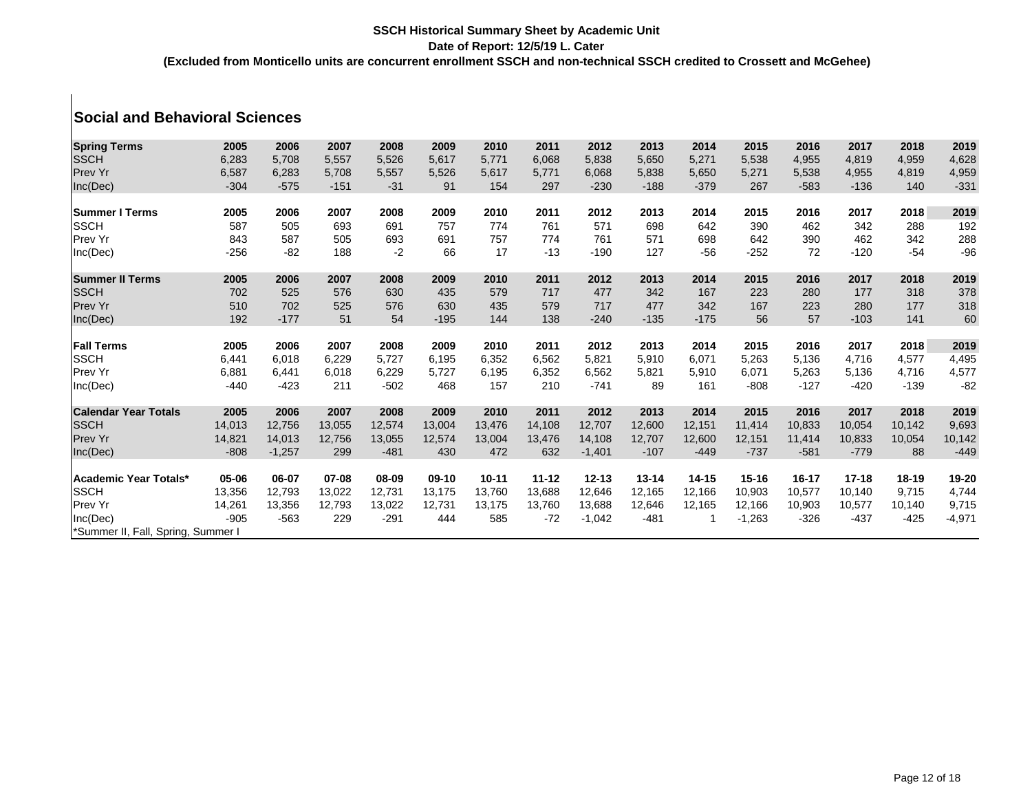**SSCH Historical Summary Sheet by Academic Unit**
**Date of Report: 12/5/19 L. Cater**
**(Excluded from Monticello units are concurrent enrollment SSCH and non-technical SSCH credited to Crossett and McGehee)**

## Social and Behavioral Sciences

| **Spring Terms** | **2005** | **2006** | **2007** | **2008** | **2009** | **2010** | **2011** | **2012** | **2013** | **2014** | **2015** | **2016** | **2017** | **2018** | **2019** |
|---|---|---|---|---|---|---|---|---|---|---|---|---|---|---|---|
| SSCH | 6,283 | 5,708 | 5,557 | 5,526 | 5,617 | 5,771 | 6,068 | 5,838 | 5,650 | 5,271 | 5,538 | 4,955 | 4,819 | 4,959 | 4,628 |
| Prev Yr | 6,587 | 6,283 | 5,708 | 5,557 | 5,526 | 5,617 | 5,771 | 6,068 | 5,838 | 5,650 | 5,271 | 5,538 | 4,955 | 4,819 | 4,959 |
| Inc(Dec) | -304 | -575 | -151 | -31 | 91 | 154 | 297 | -230 | -188 | -379 | 267 | -583 | -136 | 140 | -331 |
| **Summer I Terms** | **2005** | **2006** | **2007** | **2008** | **2009** | **2010** | **2011** | **2012** | **2013** | **2014** | **2015** | **2016** | **2017** | **2018** | **2019** |
| SSCH | 587 | 505 | 693 | 691 | 757 | 774 | 761 | 571 | 698 | 642 | 390 | 462 | 342 | 288 | 192 |
| Prev Yr | 843 | 587 | 505 | 693 | 691 | 757 | 774 | 761 | 571 | 698 | 642 | 390 | 462 | 342 | 288 |
| Inc(Dec) | -256 | -82 | 188 | -2 | 66 | 17 | -13 | -190 | 127 | -56 | -252 | 72 | -120 | -54 | -96 |
| **Summer II Terms** | **2005** | **2006** | **2007** | **2008** | **2009** | **2010** | **2011** | **2012** | **2013** | **2014** | **2015** | **2016** | **2017** | **2018** | **2019** |
| SSCH | 702 | 525 | 576 | 630 | 435 | 579 | 717 | 477 | 342 | 167 | 223 | 280 | 177 | 318 | 378 |
| Prev Yr | 510 | 702 | 525 | 576 | 630 | 435 | 579 | 717 | 477 | 342 | 167 | 223 | 280 | 177 | 318 |
| Inc(Dec) | 192 | -177 | 51 | 54 | -195 | 144 | 138 | -240 | -135 | -175 | 56 | 57 | -103 | 141 | 60 |
| **Fall Terms** | **2005** | **2006** | **2007** | **2008** | **2009** | **2010** | **2011** | **2012** | **2013** | **2014** | **2015** | **2016** | **2017** | **2018** | **2019** |
| SSCH | 6,441 | 6,018 | 6,229 | 5,727 | 6,195 | 6,352 | 6,562 | 5,821 | 5,910 | 6,071 | 5,263 | 5,136 | 4,716 | 4,577 | 4,495 |
| Prev Yr | 6,881 | 6,441 | 6,018 | 6,229 | 5,727 | 6,195 | 6,352 | 6,562 | 5,821 | 5,910 | 6,071 | 5,263 | 5,136 | 4,716 | 4,577 |
| Inc(Dec) | -440 | -423 | 211 | -502 | 468 | 157 | 210 | -741 | 89 | 161 | -808 | -127 | -420 | -139 | -82 |
| **Calendar Year Totals** | **2005** | **2006** | **2007** | **2008** | **2009** | **2010** | **2011** | **2012** | **2013** | **2014** | **2015** | **2016** | **2017** | **2018** | **2019** |
| SSCH | 14,013 | 12,756 | 13,055 | 12,574 | 13,004 | 13,476 | 14,108 | 12,707 | 12,600 | 12,151 | 11,414 | 10,833 | 10,054 | 10,142 | 9,693 |
| Prev Yr | 14,821 | 14,013 | 12,756 | 13,055 | 12,574 | 13,004 | 13,476 | 14,108 | 12,707 | 12,600 | 12,151 | 11,414 | 10,833 | 10,054 | 10,142 |
| Inc(Dec) | -808 | -1,257 | 299 | -481 | 430 | 472 | 632 | -1,401 | -107 | -449 | -737 | -581 | -779 | 88 | -449 |
| **Academic Year Totals*** | **05-06** | **06-07** | **07-08** | **08-09** | **09-10** | **10-11** | **11-12** | **12-13** | **13-14** | **14-15** | **15-16** | **16-17** | **17-18** | **18-19** | **19-20** |
| SSCH | 13,356 | 12,793 | 13,022 | 12,731 | 13,175 | 13,760 | 13,688 | 12,646 | 12,165 | 12,166 | 10,903 | 10,577 | 10,140 | 9,715 | 4,744 |
| Prev Yr | 14,261 | 13,356 | 12,793 | 13,022 | 12,731 | 13,175 | 13,760 | 13,688 | 12,646 | 12,165 | 12,166 | 10,903 | 10,577 | 10,140 | 9,715 |
| Inc(Dec) | -905 | -563 | 229 | -291 | 444 | 585 | -72 | -1,042 | -481 | 1 | -1,263 | -326 | -437 | -425 | -4,971 |

*Summer II, Fall, Spring, Summer I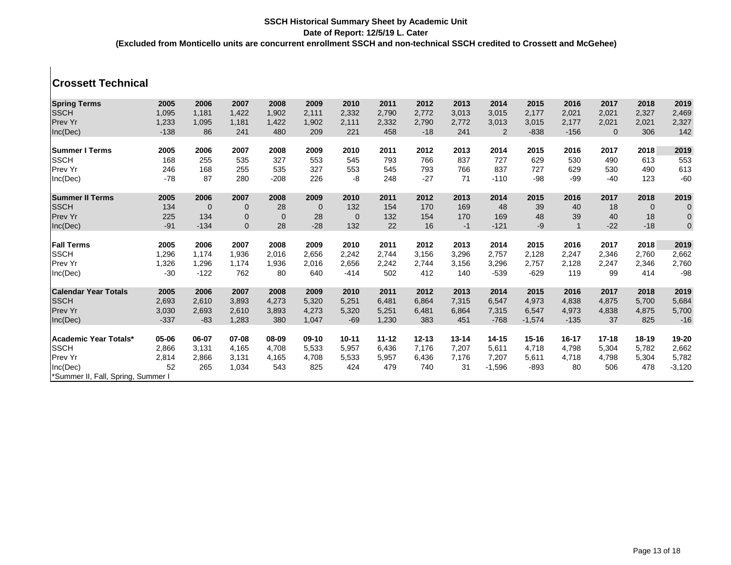**SSCH Historical Summary Sheet by Academic Unit**

**Date of Report: 12/5/19 L. Cater**

**(Excluded from Monticello units are concurrent enrollment SSCH and non-technical SSCH credited to Crossett and McGehee)**

## Crossett Technical

| **Spring Terms** | **2005** | **2006** | **2007** | **2008** | **2009** | **2010** | **2011** | **2012** | **2013** | **2014** | **2015** | **2016** | **2017** | **2018** | **2019** |
|---|---|---|---|---|---|---|---|---|---|---|---|---|---|---|---|
| SSCH | 1,095 | 1,181 | 1,422 | 1,902 | 2,111 | 2,332 | 2,790 | 2,772 | 3,013 | 3,015 | 2,177 | 2,021 | 2,021 | 2,327 | 2,469 |
| Prev Yr | 1,233 | 1,095 | 1,181 | 1,422 | 1,902 | 2,111 | 2,332 | 2,790 | 2,772 | 3,013 | 3,015 | 2,177 | 2,021 | 2,021 | 2,327 |
| Inc(Dec) | -138 | 86 | 241 | 480 | 209 | 221 | 458 | -18 | 241 | 2 | -838 | -156 | 0 | 306 | 142 |

| **Summer I Terms** | **2005** | **2006** | **2007** | **2008** | **2009** | **2010** | **2011** | **2012** | **2013** | **2014** | **2015** | **2016** | **2017** | **2018** | **2019** |
|---|---|---|---|---|---|---|---|---|---|---|---|---|---|---|---|
| SSCH | 168 | 255 | 535 | 327 | 553 | 545 | 793 | 766 | 837 | 727 | 629 | 530 | 490 | 613 | 553 |
| Prev Yr | 246 | 168 | 255 | 535 | 327 | 553 | 545 | 793 | 766 | 837 | 727 | 629 | 530 | 490 | 613 |
| Inc(Dec) | -78 | 87 | 280 | -208 | 226 | -8 | 248 | -27 | 71 | -110 | -98 | -99 | -40 | 123 | -60 |

| **Summer II Terms** | **2005** | **2006** | **2007** | **2008** | **2009** | **2010** | **2011** | **2012** | **2013** | **2014** | **2015** | **2016** | **2017** | **2018** | **2019** |
|---|---|---|---|---|---|---|---|---|---|---|---|---|---|---|---|
| SSCH | 134 | 0 | 0 | 28 | 0 | 132 | 154 | 170 | 169 | 48 | 39 | 40 | 18 | 0 | 0 |
| Prev Yr | 225 | 134 | 0 | 0 | 28 | 0 | 132 | 154 | 170 | 169 | 48 | 39 | 40 | 18 | 0 |
| Inc(Dec) | -91 | -134 | 0 | 28 | -28 | 132 | 22 | 16 | -1 | -121 | -9 | 1 | -22 | -18 | 0 |

| **Fall Terms** | **2005** | **2006** | **2007** | **2008** | **2009** | **2010** | **2011** | **2012** | **2013** | **2014** | **2015** | **2016** | **2017** | **2018** | **2019** |
|---|---|---|---|---|---|---|---|---|---|---|---|---|---|---|---|
| SSCH | 1,296 | 1,174 | 1,936 | 2,016 | 2,656 | 2,242 | 2,744 | 3,156 | 3,296 | 2,757 | 2,128 | 2,247 | 2,346 | 2,760 | 2,662 |
| Prev Yr | 1,326 | 1,296 | 1,174 | 1,936 | 2,016 | 2,656 | 2,242 | 2,744 | 3,156 | 3,296 | 2,757 | 2,128 | 2,247 | 2,346 | 2,760 |
| Inc(Dec) | -30 | -122 | 762 | 80 | 640 | -414 | 502 | 412 | 140 | -539 | -629 | 119 | 99 | 414 | -98 |

| **Calendar Year Totals** | **2005** | **2006** | **2007** | **2008** | **2009** | **2010** | **2011** | **2012** | **2013** | **2014** | **2015** | **2016** | **2017** | **2018** | **2019** |
|---|---|---|---|---|---|---|---|---|---|---|---|---|---|---|---|
| SSCH | 2,693 | 2,610 | 3,893 | 4,273 | 5,320 | 5,251 | 6,481 | 6,864 | 7,315 | 6,547 | 4,973 | 4,838 | 4,875 | 5,700 | 5,684 |
| Prev Yr | 3,030 | 2,693 | 2,610 | 3,893 | 4,273 | 5,320 | 5,251 | 6,481 | 6,864 | 7,315 | 6,547 | 4,973 | 4,838 | 4,875 | 5,700 |
| Inc(Dec) | -337 | -83 | 1,283 | 380 | 1,047 | -69 | 1,230 | 383 | 451 | -768 | -1,574 | -135 | 37 | 825 | -16 |

| **Academic Year Totals*** | **05-06** | **06-07** | **07-08** | **08-09** | **09-10** | **10-11** | **11-12** | **12-13** | **13-14** | **14-15** | **15-16** | **16-17** | **17-18** | **18-19** | **19-20** |
|---|---|---|---|---|---|---|---|---|---|---|---|---|---|---|---|
| SSCH | 2,866 | 3,131 | 4,165 | 4,708 | 5,533 | 5,957 | 6,436 | 7,176 | 7,207 | 5,611 | 4,718 | 4,798 | 5,304 | 5,782 | 2,662 |
| Prev Yr | 2,814 | 2,866 | 3,131 | 4,165 | 4,708 | 5,533 | 5,957 | 6,436 | 7,176 | 7,207 | 5,611 | 4,718 | 4,798 | 5,304 | 5,782 |
| Inc(Dec) | 52 | 265 | 1,034 | 543 | 825 | 424 | 479 | 740 | 31 | -1,596 | -893 | 80 | 506 | 478 | -3,120 |

*Summer II, Fall, Spring, Summer I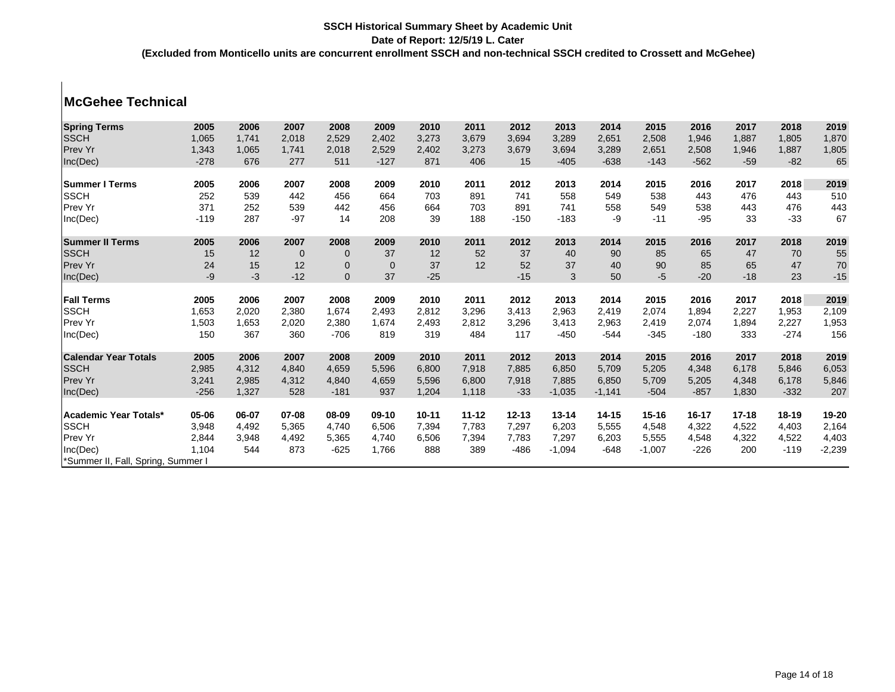**SSCH Historical Summary Sheet by Academic Unit**

**Date of Report: 12/5/19 L. Cater**

**(Excluded from Monticello units are concurrent enrollment SSCH and non-technical SSCH credited to Crossett and McGehee)**

## McGehee Technical

| **Spring Terms** | **2005** | **2006** | **2007** | **2008** | **2009** | **2010** | **2011** | **2012** | **2013** | **2014** | **2015** | **2016** | **2017** | **2018** | **2019** |
|---|---|---|---|---|---|---|---|---|---|---|---|---|---|---|---|
| SSCH | 1,065 | 1,741 | 2,018 | 2,529 | 2,402 | 3,273 | 3,679 | 3,694 | 3,289 | 2,651 | 2,508 | 1,946 | 1,887 | 1,805 | 1,870 |
| Prev Yr | 1,343 | 1,065 | 1,741 | 2,018 | 2,529 | 2,402 | 3,273 | 3,679 | 3,694 | 3,289 | 2,651 | 2,508 | 1,946 | 1,887 | 1,805 |
| Inc(Dec) | -278 | 676 | 277 | 511 | -127 | 871 | 406 | 15 | -405 | -638 | -143 | -562 | -59 | -82 | 65 |
| | | | | | | | | | | | | | | | |
| **Summer I Terms** | **2005** | **2006** | **2007** | **2008** | **2009** | **2010** | **2011** | **2012** | **2013** | **2014** | **2015** | **2016** | **2017** | **2018** | **2019** |
| SSCH | 252 | 539 | 442 | 456 | 664 | 703 | 891 | 741 | 558 | 549 | 538 | 443 | 476 | 443 | 510 |
| Prev Yr | 371 | 252 | 539 | 442 | 456 | 664 | 703 | 891 | 741 | 558 | 549 | 538 | 443 | 476 | 443 |
| Inc(Dec) | -119 | 287 | -97 | 14 | 208 | 39 | 188 | -150 | -183 | -9 | -11 | -95 | 33 | -33 | 67 |
| | | | | | | | | | | | | | | | |
| **Summer II Terms** | **2005** | **2006** | **2007** | **2008** | **2009** | **2010** | **2011** | **2012** | **2013** | **2014** | **2015** | **2016** | **2017** | **2018** | **2019** |
| SSCH | 15 | 12 | 0 | 0 | 37 | 12 | 52 | 37 | 40 | 90 | 85 | 65 | 47 | 70 | 55 |
| Prev Yr | 24 | 15 | 12 | 0 | 0 | 37 | 12 | 52 | 37 | 40 | 90 | 85 | 65 | 47 | 70 |
| Inc(Dec) | -9 | -3 | -12 | 0 | 37 | -25 | | -15 | 3 | 50 | -5 | -20 | -18 | 23 | -15 |
| | | | | | | | | | | | | | | | |
| **Fall Terms** | **2005** | **2006** | **2007** | **2008** | **2009** | **2010** | **2011** | **2012** | **2013** | **2014** | **2015** | **2016** | **2017** | **2018** | **2019** |
| SSCH | 1,653 | 2,020 | 2,380 | 1,674 | 2,493 | 2,812 | 3,296 | 3,413 | 2,963 | 2,419 | 2,074 | 1,894 | 2,227 | 1,953 | 2,109 |
| Prev Yr | 1,503 | 1,653 | 2,020 | 2,380 | 1,674 | 2,493 | 2,812 | 3,296 | 3,413 | 2,963 | 2,419 | 2,074 | 1,894 | 2,227 | 1,953 |
| Inc(Dec) | 150 | 367 | 360 | -706 | 819 | 319 | 484 | 117 | -450 | -544 | -345 | -180 | 333 | -274 | 156 |
| | | | | | | | | | | | | | | | |
| **Calendar Year Totals** | **2005** | **2006** | **2007** | **2008** | **2009** | **2010** | **2011** | **2012** | **2013** | **2014** | **2015** | **2016** | **2017** | **2018** | **2019** |
| SSCH | 2,985 | 4,312 | 4,840 | 4,659 | 5,596 | 6,800 | 7,918 | 7,885 | 6,850 | 5,709 | 5,205 | 4,348 | 6,178 | 5,846 | 6,053 |
| Prev Yr | 3,241 | 2,985 | 4,312 | 4,840 | 4,659 | 5,596 | 6,800 | 7,918 | 7,885 | 6,850 | 5,709 | 5,205 | 4,348 | 6,178 | 5,846 |
| Inc(Dec) | -256 | 1,327 | 528 | -181 | 937 | 1,204 | 1,118 | -33 | -1,035 | -1,141 | -504 | -857 | 1,830 | -332 | 207 |
| | | | | | | | | | | | | | | | |
| **Academic Year Totals*** | **05-06** | **06-07** | **07-08** | **08-09** | **09-10** | **10-11** | **11-12** | **12-13** | **13-14** | **14-15** | **15-16** | **16-17** | **17-18** | **18-19** | **19-20** |
| SSCH | 3,948 | 4,492 | 5,365 | 4,740 | 6,506 | 7,394 | 7,783 | 7,297 | 6,203 | 5,555 | 4,548 | 4,322 | 4,522 | 4,403 | 2,164 |
| Prev Yr | 2,844 | 3,948 | 4,492 | 5,365 | 4,740 | 6,506 | 7,394 | 7,783 | 7,297 | 6,203 | 5,555 | 4,548 | 4,322 | 4,522 | 4,403 |
| Inc(Dec) | 1,104 | 544 | 873 | -625 | 1,766 | 888 | 389 | -486 | -1,094 | -648 | -1,007 | -226 | 200 | -119 | -2,239 |

*Summer II, Fall, Spring, Summer I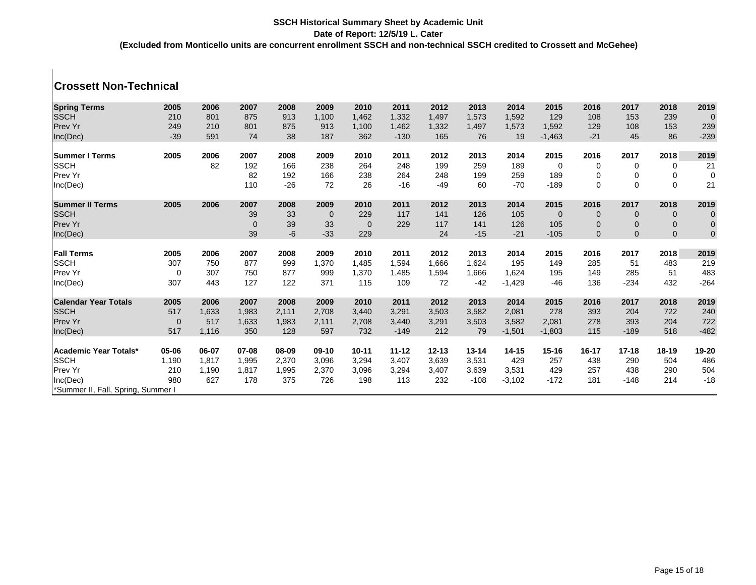**SSCH Historical Summary Sheet by Academic Unit**

**Date of Report: 12/5/19 L. Cater**

**(Excluded from Monticello units are concurrent enrollment SSCH and non-technical SSCH credited to Crossett and McGehee)**

## Crossett Non-Technical

| Spring Terms | 2005 | 2006 | 2007 | 2008 | 2009 | 2010 | 2011 | 2012 | 2013 | 2014 | 2015 | 2016 | 2017 | 2018 | 2019 |
|---|---|---|---|---|---|---|---|---|---|---|---|---|---|---|---|
| SSCH | 210 | 801 | 875 | 913 | 1,100 | 1,462 | 1,332 | 1,497 | 1,573 | 1,592 | 129 | 108 | 153 | 239 | 0 |
| Prev Yr | 249 | 210 | 801 | 875 | 913 | 1,100 | 1,462 | 1,332 | 1,497 | 1,573 | 1,592 | 129 | 108 | 153 | 239 |
| Inc(Dec) | -39 | 591 | 74 | 38 | 187 | 362 | -130 | 165 | 76 | 19 | -1,463 | -21 | 45 | 86 | -239 |

| Summer I Terms | 2005 | 2006 | 2007 | 2008 | 2009 | 2010 | 2011 | 2012 | 2013 | 2014 | 2015 | 2016 | 2017 | 2018 | 2019 |
|---|---|---|---|---|---|---|---|---|---|---|---|---|---|---|---|
| SSCH | | 82 | 192 | 166 | 238 | 264 | 248 | 199 | 259 | 189 | 0 | 0 | 0 | 0 | 21 |
| Prev Yr | | | 82 | 192 | 166 | 238 | 264 | 248 | 199 | 259 | 189 | 0 | 0 | 0 | 0 |
| Inc(Dec) | | | 110 | -26 | 72 | 26 | -16 | -49 | 60 | -70 | -189 | 0 | 0 | 0 | 21 |

| Summer II Terms | 2005 | 2006 | 2007 | 2008 | 2009 | 2010 | 2011 | 2012 | 2013 | 2014 | 2015 | 2016 | 2017 | 2018 | 2019 |
|---|---|---|---|---|---|---|---|---|---|---|---|---|---|---|---|
| SSCH | | | 39 | 33 | 0 | 229 | 117 | 141 | 126 | 105 | 0 | 0 | 0 | 0 | 0 |
| Prev Yr | | | 0 | 39 | 33 | 0 | 229 | 117 | 141 | 126 | 105 | 0 | 0 | 0 | 0 |
| Inc(Dec) | | | 39 | -6 | -33 | 229 | | 24 | -15 | -21 | -105 | 0 | 0 | 0 | 0 |

| Fall Terms | 2005 | 2006 | 2007 | 2008 | 2009 | 2010 | 2011 | 2012 | 2013 | 2014 | 2015 | 2016 | 2017 | 2018 | 2019 |
|---|---|---|---|---|---|---|---|---|---|---|---|---|---|---|---|
| SSCH | 307 | 750 | 877 | 999 | 1,370 | 1,485 | 1,594 | 1,666 | 1,624 | 195 | 149 | 285 | 51 | 483 | 219 |
| Prev Yr | 0 | 307 | 750 | 877 | 999 | 1,370 | 1,485 | 1,594 | 1,666 | 1,624 | 195 | 149 | 285 | 51 | 483 |
| Inc(Dec) | 307 | 443 | 127 | 122 | 371 | 115 | 109 | 72 | -42 | -1,429 | -46 | 136 | -234 | 432 | -264 |

| Calendar Year Totals | 2005 | 2006 | 2007 | 2008 | 2009 | 2010 | 2011 | 2012 | 2013 | 2014 | 2015 | 2016 | 2017 | 2018 | 2019 |
|---|---|---|---|---|---|---|---|---|---|---|---|---|---|---|---|
| SSCH | 517 | 1,633 | 1,983 | 2,111 | 2,708 | 3,440 | 3,291 | 3,503 | 3,582 | 2,081 | 278 | 393 | 204 | 722 | 240 |
| Prev Yr | 0 | 517 | 1,633 | 1,983 | 2,111 | 2,708 | 3,440 | 3,291 | 3,503 | 3,582 | 2,081 | 278 | 393 | 204 | 722 |
| Inc(Dec) | 517 | 1,116 | 350 | 128 | 597 | 732 | -149 | 212 | 79 | -1,501 | -1,803 | 115 | -189 | 518 | -482 |

| Academic Year Totals* | 05-06 | 06-07 | 07-08 | 08-09 | 09-10 | 10-11 | 11-12 | 12-13 | 13-14 | 14-15 | 15-16 | 16-17 | 17-18 | 18-19 | 19-20 |
|---|---|---|---|---|---|---|---|---|---|---|---|---|---|---|---|
| SSCH | 1,190 | 1,817 | 1,995 | 2,370 | 3,096 | 3,294 | 3,407 | 3,639 | 3,531 | 429 | 257 | 438 | 290 | 504 | 486 |
| Prev Yr | 210 | 1,190 | 1,817 | 1,995 | 2,370 | 3,096 | 3,294 | 3,407 | 3,639 | 3,531 | 429 | 257 | 438 | 290 | 504 |
| Inc(Dec) | 980 | 627 | 178 | 375 | 726 | 198 | 113 | 232 | -108 | -3,102 | -172 | 181 | -148 | 214 | -18 |

*Summer II, Fall, Spring, Summer I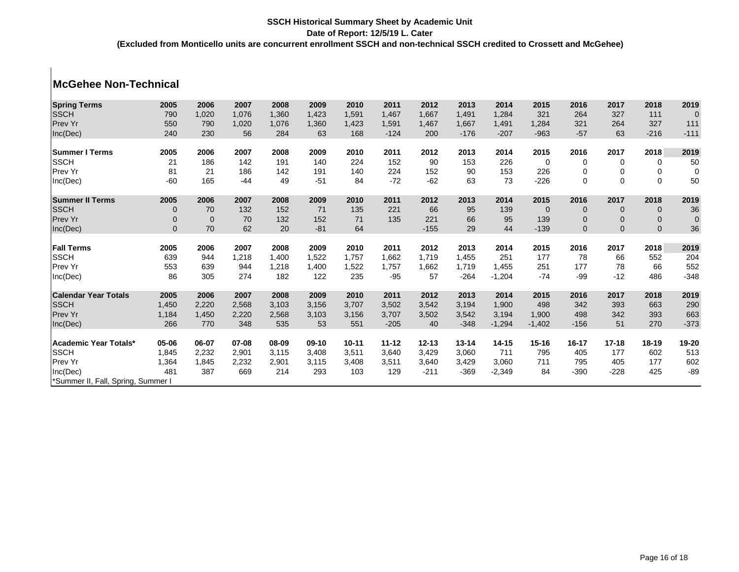**SSCH Historical Summary Sheet by Academic Unit**

**Date of Report: 12/5/19 L. Cater**

**(Excluded from Monticello units are concurrent enrollment SSCH and non-technical SSCH credited to Crossett and McGehee)**

## McGehee Non-Technical

| Spring Terms | 2005 | 2006 | 2007 | 2008 | 2009 | 2010 | 2011 | 2012 | 2013 | 2014 | 2015 | 2016 | 2017 | 2018 | 2019 |
|---|---|---|---|---|---|---|---|---|---|---|---|---|---|---|---|
| SSCH | 790 | 1,020 | 1,076 | 1,360 | 1,423 | 1,591 | 1,467 | 1,667 | 1,491 | 1,284 | 321 | 264 | 327 | 111 | 0 |
| Prev Yr | 550 | 790 | 1,020 | 1,076 | 1,360 | 1,423 | 1,591 | 1,467 | 1,667 | 1,491 | 1,284 | 321 | 264 | 327 | 111 |
| Inc(Dec) | 240 | 230 | 56 | 284 | 63 | 168 | -124 | 200 | -176 | -207 | -963 | -57 | 63 | -216 | -111 |

| Summer I Terms | 2005 | 2006 | 2007 | 2008 | 2009 | 2010 | 2011 | 2012 | 2013 | 2014 | 2015 | 2016 | 2017 | 2018 | 2019 |
|---|---|---|---|---|---|---|---|---|---|---|---|---|---|---|---|
| SSCH | 21 | 186 | 142 | 191 | 140 | 224 | 152 | 90 | 153 | 226 | 0 | 0 | 0 | 0 | 50 |
| Prev Yr | 81 | 21 | 186 | 142 | 191 | 140 | 224 | 152 | 90 | 153 | 226 | 0 | 0 | 0 | 0 |
| Inc(Dec) | -60 | 165 | -44 | 49 | -51 | 84 | -72 | -62 | 63 | 73 | -226 | 0 | 0 | 0 | 50 |

| Summer II Terms | 2005 | 2006 | 2007 | 2008 | 2009 | 2010 | 2011 | 2012 | 2013 | 2014 | 2015 | 2016 | 2017 | 2018 | 2019 |
|---|---|---|---|---|---|---|---|---|---|---|---|---|---|---|---|
| SSCH | 0 | 70 | 132 | 152 | 71 | 135 | 221 | 66 | 95 | 139 | 0 | 0 | 0 | 0 | 36 |
| Prev Yr | 0 | 0 | 70 | 132 | 152 | 71 | 135 | 221 | 66 | 95 | 139 | 0 | 0 | 0 | 0 |
| Inc(Dec) | 0 | 70 | 62 | 20 | -81 | 64 | | -155 | 29 | 44 | -139 | 0 | 0 | 0 | 36 |

| Fall Terms | 2005 | 2006 | 2007 | 2008 | 2009 | 2010 | 2011 | 2012 | 2013 | 2014 | 2015 | 2016 | 2017 | 2018 | 2019 |
|---|---|---|---|---|---|---|---|---|---|---|---|---|---|---|---|
| SSCH | 639 | 944 | 1,218 | 1,400 | 1,522 | 1,757 | 1,662 | 1,719 | 1,455 | 251 | 177 | 78 | 66 | 552 | 204 |
| Prev Yr | 553 | 639 | 944 | 1,218 | 1,400 | 1,522 | 1,757 | 1,662 | 1,719 | 1,455 | 251 | 177 | 78 | 66 | 552 |
| Inc(Dec) | 86 | 305 | 274 | 182 | 122 | 235 | -95 | 57 | -264 | -1,204 | -74 | -99 | -12 | 486 | -348 |

| Calendar Year Totals | 2005 | 2006 | 2007 | 2008 | 2009 | 2010 | 2011 | 2012 | 2013 | 2014 | 2015 | 2016 | 2017 | 2018 | 2019 |
|---|---|---|---|---|---|---|---|---|---|---|---|---|---|---|---|
| SSCH | 1,450 | 2,220 | 2,568 | 3,103 | 3,156 | 3,707 | 3,502 | 3,542 | 3,194 | 1,900 | 498 | 342 | 393 | 663 | 290 |
| Prev Yr | 1,184 | 1,450 | 2,220 | 2,568 | 3,103 | 3,156 | 3,707 | 3,502 | 3,542 | 3,194 | 1,900 | 498 | 342 | 393 | 663 |
| Inc(Dec) | 266 | 770 | 348 | 535 | 53 | 551 | -205 | 40 | -348 | -1,294 | -1,402 | -156 | 51 | 270 | -373 |

| Academic Year Totals* | 05-06 | 06-07 | 07-08 | 08-09 | 09-10 | 10-11 | 11-12 | 12-13 | 13-14 | 14-15 | 15-16 | 16-17 | 17-18 | 18-19 | 19-20 |
|---|---|---|---|---|---|---|---|---|---|---|---|---|---|---|---|
| SSCH | 1,845 | 2,232 | 2,901 | 3,115 | 3,408 | 3,511 | 3,640 | 3,429 | 3,060 | 711 | 795 | 405 | 177 | 602 | 513 |
| Prev Yr | 1,364 | 1,845 | 2,232 | 2,901 | 3,115 | 3,408 | 3,511 | 3,640 | 3,429 | 3,060 | 711 | 795 | 405 | 177 | 602 |
| Inc(Dec) | 481 | 387 | 669 | 214 | 293 | 103 | 129 | -211 | -369 | -2,349 | 84 | -390 | -228 | 425 | -89 |

*Summer II, Fall, Spring, Summer I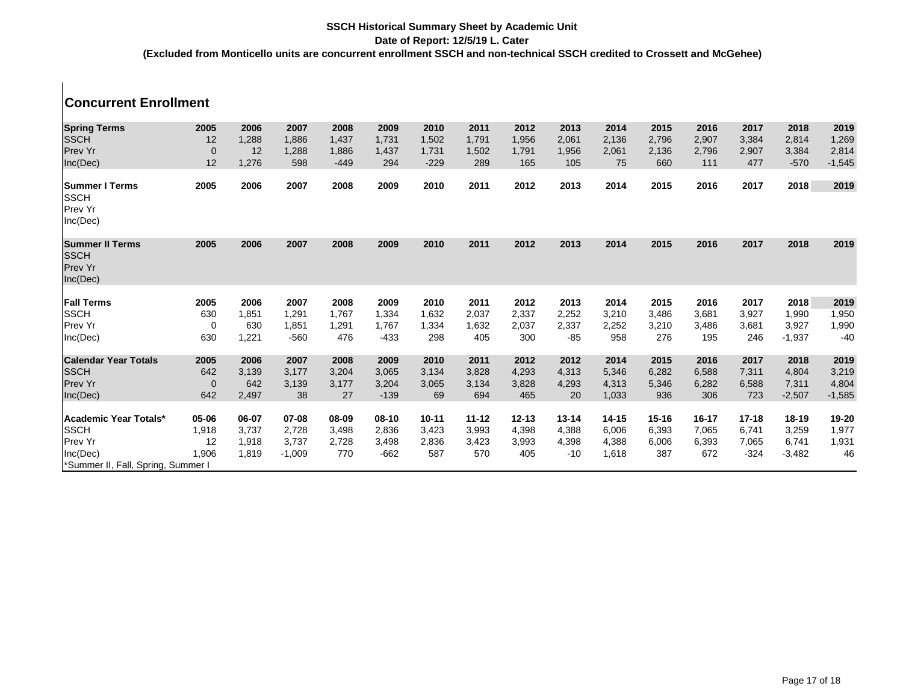**SSCH Historical Summary Sheet by Academic Unit**

**Date of Report: 12/5/19 L. Cater**

**(Excluded from Monticello units are concurrent enrollment SSCH and non-technical SSCH credited to Crossett and McGehee)**

## Concurrent Enrollment

| **Spring Terms** | **2005** | **2006** | **2007** | **2008** | **2009** | **2010** | **2011** | **2012** | **2013** | **2014** | **2015** | **2016** | **2017** | **2018** | **2019** |
|---|---|---|---|---|---|---|---|---|---|---|---|---|---|---|---|
| SSCH | 12 | 1,288 | 1,886 | 1,437 | 1,731 | 1,502 | 1,791 | 1,956 | 2,061 | 2,136 | 2,796 | 2,907 | 3,384 | 2,814 | 1,269 |
| Prev Yr | 0 | 12 | 1,288 | 1,886 | 1,437 | 1,731 | 1,502 | 1,791 | 1,956 | 2,061 | 2,136 | 2,796 | 2,907 | 3,384 | 2,814 |
| Inc(Dec) | 12 | 1,276 | 598 | -449 | 294 | -229 | 289 | 165 | 105 | 75 | 660 | 111 | 477 | -570 | -1,545 |

| **Summer I Terms** | **2005** | **2006** | **2007** | **2008** | **2009** | **2010** | **2011** | **2012** | **2013** | **2014** | **2015** | **2016** | **2017** | **2018** | **2019** |
|---|---|---|---|---|---|---|---|---|---|---|---|---|---|---|---|
| SSCH | | | | | | | | | | | | | | | |
| Prev Yr | | | | | | | | | | | | | | | |
| Inc(Dec) | | | | | | | | | | | | | | | |

| **Summer II Terms** | **2005** | **2006** | **2007** | **2008** | **2009** | **2010** | **2011** | **2012** | **2013** | **2014** | **2015** | **2016** | **2017** | **2018** | **2019** |
|---|---|---|---|---|---|---|---|---|---|---|---|---|---|---|---|
| SSCH | | | | | | | | | | | | | | | |
| Prev Yr | | | | | | | | | | | | | | | |
| Inc(Dec) | | | | | | | | | | | | | | | |

| **Fall Terms** | **2005** | **2006** | **2007** | **2008** | **2009** | **2010** | **2011** | **2012** | **2013** | **2014** | **2015** | **2016** | **2017** | **2018** | **2019** |
|---|---|---|---|---|---|---|---|---|---|---|---|---|---|---|---|
| SSCH | 630 | 1,851 | 1,291 | 1,767 | 1,334 | 1,632 | 2,037 | 2,337 | 2,252 | 3,210 | 3,486 | 3,681 | 3,927 | 1,990 | 1,950 |
| Prev Yr | 0 | 630 | 1,851 | 1,291 | 1,767 | 1,334 | 1,632 | 2,037 | 2,337 | 2,252 | 3,210 | 3,486 | 3,681 | 3,927 | 1,990 |
| Inc(Dec) | 630 | 1,221 | -560 | 476 | -433 | 298 | 405 | 300 | -85 | 958 | 276 | 195 | 246 | -1,937 | -40 |

| **Calendar Year Totals** | **2005** | **2006** | **2007** | **2008** | **2009** | **2010** | **2011** | **2012** | **2012** | **2014** | **2015** | **2016** | **2017** | **2018** | **2019** |
|---|---|---|---|---|---|---|---|---|---|---|---|---|---|---|---|
| SSCH | 642 | 3,139 | 3,177 | 3,204 | 3,065 | 3,134 | 3,828 | 4,293 | 4,313 | 5,346 | 6,282 | 6,588 | 7,311 | 4,804 | 3,219 |
| Prev Yr | 0 | 642 | 3,139 | 3,177 | 3,204 | 3,065 | 3,134 | 3,828 | 4,293 | 4,313 | 5,346 | 6,282 | 6,588 | 7,311 | 4,804 |
| Inc(Dec) | 642 | 2,497 | 38 | 27 | -139 | 69 | 694 | 465 | 20 | 1,033 | 936 | 306 | 723 | -2,507 | -1,585 |

| **Academic Year Totals*** | **05-06** | **06-07** | **07-08** | **08-09** | **08-10** | **10-11** | **11-12** | **12-13** | **13-14** | **14-15** | **15-16** | **16-17** | **17-18** | **18-19** | **19-20** |
|---|---|---|---|---|---|---|---|---|---|---|---|---|---|---|---|
| SSCH | 1,918 | 3,737 | 2,728 | 3,498 | 2,836 | 3,423 | 3,993 | 4,398 | 4,388 | 6,006 | 6,393 | 7,065 | 6,741 | 3,259 | 1,977 |
| Prev Yr | 12 | 1,918 | 3,737 | 2,728 | 3,498 | 2,836 | 3,423 | 3,993 | 4,398 | 4,388 | 6,006 | 6,393 | 7,065 | 6,741 | 1,931 |
| Inc(Dec) | 1,906 | 1,819 | -1,009 | 770 | -662 | 587 | 570 | 405 | -10 | 1,618 | 387 | 672 | -324 | -3,482 | 46 |

*Summer II, Fall, Spring, Summer I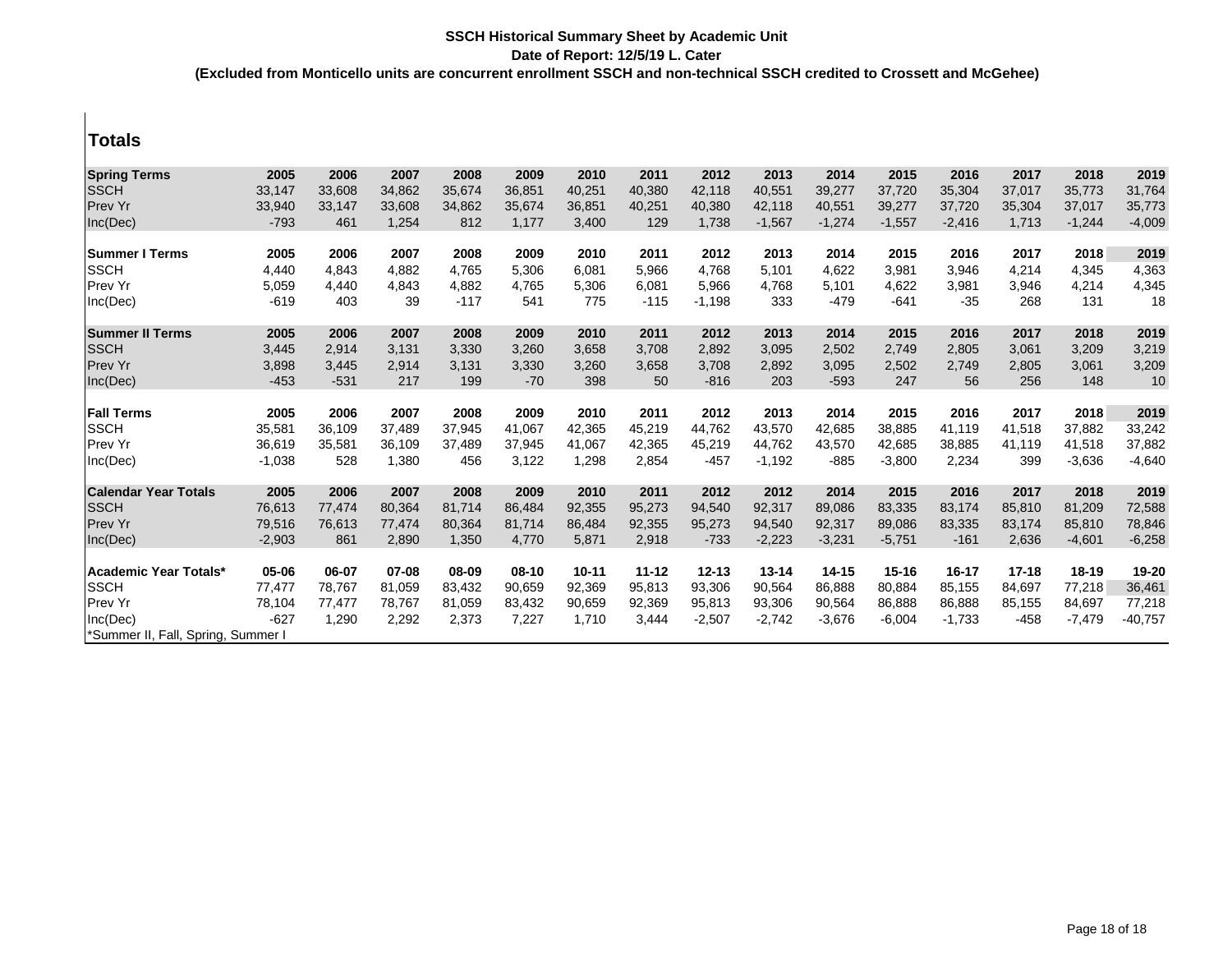**SSCH Historical Summary Sheet by Academic Unit**
**Date of Report: 12/5/19 L. Cater**
**(Excluded from Monticello units are concurrent enrollment SSCH and non-technical SSCH credited to Crossett and McGehee)**

## Totals

| Spring Terms | 2005 | 2006 | 2007 | 2008 | 2009 | 2010 | 2011 | 2012 | 2013 | 2014 | 2015 | 2016 | 2017 | 2018 | 2019 |
|---|---|---|---|---|---|---|---|---|---|---|---|---|---|---|---|
| SSCH | 33,147 | 33,608 | 34,862 | 35,674 | 36,851 | 40,251 | 40,380 | 42,118 | 40,551 | 39,277 | 37,720 | 35,304 | 37,017 | 35,773 | 31,764 |
| Prev Yr | 33,940 | 33,147 | 33,608 | 34,862 | 35,674 | 36,851 | 40,251 | 40,380 | 42,118 | 40,551 | 39,277 | 37,720 | 35,304 | 37,017 | 35,773 |
| Inc(Dec) | -793 | 461 | 1,254 | 812 | 1,177 | 3,400 | 129 | 1,738 | -1,567 | -1,274 | -1,557 | -2,416 | 1,713 | -1,244 | -4,009 |

| Summer I Terms | 2005 | 2006 | 2007 | 2008 | 2009 | 2010 | 2011 | 2012 | 2013 | 2014 | 2015 | 2016 | 2017 | 2018 | 2019 |
|---|---|---|---|---|---|---|---|---|---|---|---|---|---|---|---|
| SSCH | 4,440 | 4,843 | 4,882 | 4,765 | 5,306 | 6,081 | 5,966 | 4,768 | 5,101 | 4,622 | 3,981 | 3,946 | 4,214 | 4,345 | 4,363 |
| Prev Yr | 5,059 | 4,440 | 4,843 | 4,882 | 4,765 | 5,306 | 6,081 | 5,966 | 4,768 | 5,101 | 4,622 | 3,981 | 3,946 | 4,214 | 4,345 |
| Inc(Dec) | -619 | 403 | 39 | -117 | 541 | 775 | -115 | -1,198 | 333 | -479 | -641 | -35 | 268 | 131 | 18 |

| Summer II Terms | 2005 | 2006 | 2007 | 2008 | 2009 | 2010 | 2011 | 2012 | 2013 | 2014 | 2015 | 2016 | 2017 | 2018 | 2019 |
|---|---|---|---|---|---|---|---|---|---|---|---|---|---|---|---|
| SSCH | 3,445 | 2,914 | 3,131 | 3,330 | 3,260 | 3,658 | 3,708 | 2,892 | 3,095 | 2,502 | 2,749 | 2,805 | 3,061 | 3,209 | 3,219 |
| Prev Yr | 3,898 | 3,445 | 2,914 | 3,131 | 3,330 | 3,260 | 3,658 | 3,708 | 2,892 | 3,095 | 2,502 | 2,749 | 2,805 | 3,061 | 3,209 |
| Inc(Dec) | -453 | -531 | 217 | 199 | -70 | 398 | 50 | -816 | 203 | -593 | 247 | 56 | 256 | 148 | 10 |

| Fall Terms | 2005 | 2006 | 2007 | 2008 | 2009 | 2010 | 2011 | 2012 | 2013 | 2014 | 2015 | 2016 | 2017 | 2018 | 2019 |
|---|---|---|---|---|---|---|---|---|---|---|---|---|---|---|---|
| SSCH | 35,581 | 36,109 | 37,489 | 37,945 | 41,067 | 42,365 | 45,219 | 44,762 | 43,570 | 42,685 | 38,885 | 41,119 | 41,518 | 37,882 | 33,242 |
| Prev Yr | 36,619 | 35,581 | 36,109 | 37,489 | 37,945 | 41,067 | 42,365 | 45,219 | 44,762 | 43,570 | 42,685 | 38,885 | 41,119 | 41,518 | 37,882 |
| Inc(Dec) | -1,038 | 528 | 1,380 | 456 | 3,122 | 1,298 | 2,854 | -457 | -1,192 | -885 | -3,800 | 2,234 | 399 | -3,636 | -4,640 |

| Calendar Year Totals | 2005 | 2006 | 2007 | 2008 | 2009 | 2010 | 2011 | 2012 | 2012 | 2014 | 2015 | 2016 | 2017 | 2018 | 2019 |
|---|---|---|---|---|---|---|---|---|---|---|---|---|---|---|---|
| SSCH | 76,613 | 77,474 | 80,364 | 81,714 | 86,484 | 92,355 | 95,273 | 94,540 | 92,317 | 89,086 | 83,335 | 83,174 | 85,810 | 81,209 | 72,588 |
| Prev Yr | 79,516 | 76,613 | 77,474 | 80,364 | 81,714 | 86,484 | 92,355 | 95,273 | 94,540 | 92,317 | 89,086 | 83,335 | 83,174 | 85,810 | 78,846 |
| Inc(Dec) | -2,903 | 861 | 2,890 | 1,350 | 4,770 | 5,871 | 2,918 | -733 | -2,223 | -3,231 | -5,751 | -161 | 2,636 | -4,601 | -6,258 |

| Academic Year Totals* | 05-06 | 06-07 | 07-08 | 08-09 | 08-10 | 10-11 | 11-12 | 12-13 | 13-14 | 14-15 | 15-16 | 16-17 | 17-18 | 18-19 | 19-20 |
|---|---|---|---|---|---|---|---|---|---|---|---|---|---|---|---|
| SSCH | 77,477 | 78,767 | 81,059 | 83,432 | 90,659 | 92,369 | 95,813 | 93,306 | 90,564 | 86,888 | 80,884 | 85,155 | 84,697 | 77,218 | 36,461 |
| Prev Yr | 78,104 | 77,477 | 78,767 | 81,059 | 83,432 | 90,659 | 92,369 | 95,813 | 93,306 | 90,564 | 86,888 | 86,888 | 85,155 | 84,697 | 77,218 |
| Inc(Dec) | -627 | 1,290 | 2,292 | 2,373 | 7,227 | 1,710 | 3,444 | -2,507 | -2,742 | -3,676 | -6,004 | -1,733 | -458 | -7,479 | -40,757 |

*Summer II, Fall, Spring, Summer I